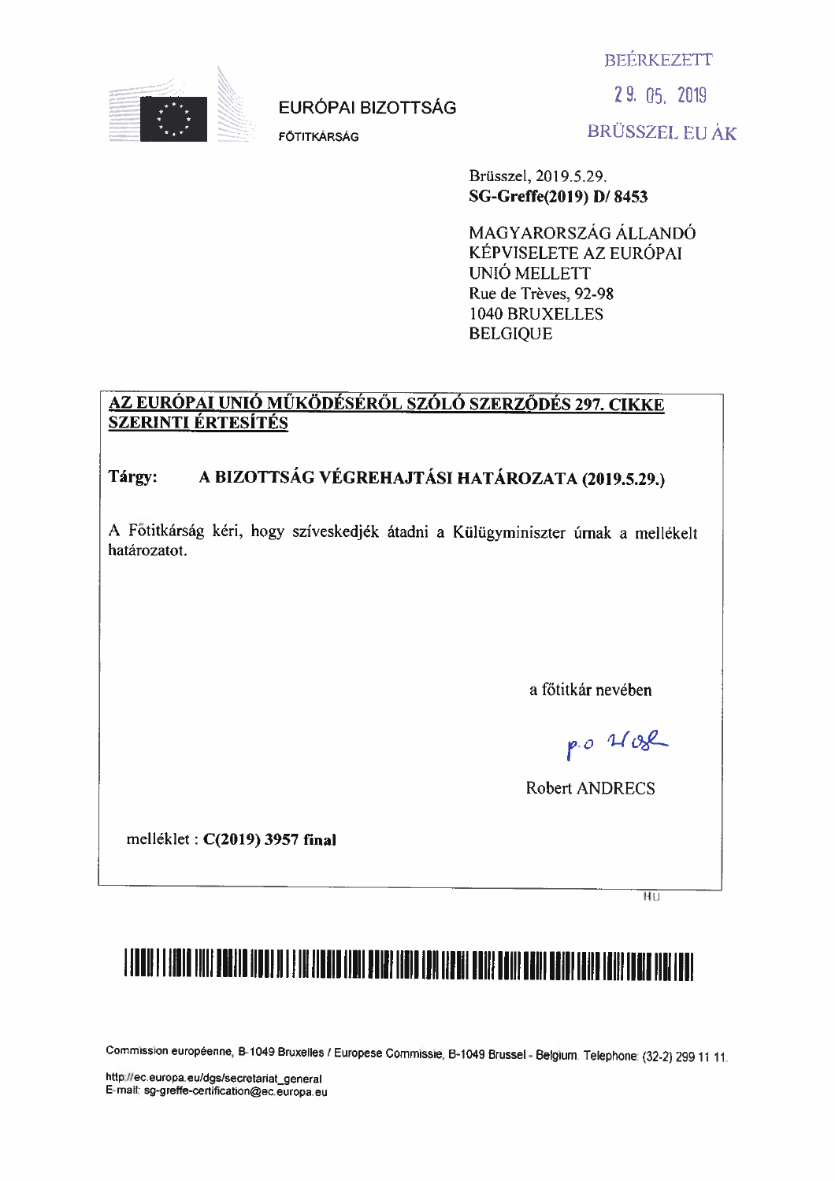EURÓPAI BIZOTTSÁG

FŐTITKÁRSÁG

BEÉRKEZETT

29. 05. 2019

BRÜSSZEL EU ÁK

Brüsszel, 2019.5.29.
**SG-Greffe(2019) D/ 8453**

MAGYARORSZÁG ÁLLANDÓ
KÉPVISELETE AZ EURÓPAI
UNIÓ MELLETT
Rue de Trèves, 92-98
1040 BRUXELLES
BELGIQUE

**AZ EURÓPAI UNIÓ MŰKÖDÉSÉRŐL SZÓLÓ SZERZŐDÉS 297. CIKKE SZERINTI ÉRTESÍTÉS**

**Tárgy:** **A BIZOTTSÁG VÉGREHAJTÁSI HATÁROZATA (2019.5.29.)**

A Főtitkárság kéri, hogy szíveskedjék átadni a Külügyminiszter úrnak a mellékelt határozatot.

a főtitkár nevében

p.o. [aláírás]

Robert ANDRECS

melléklet : **C(2019) 3957 final**

HU

Commission européenne, B-1049 Bruxelles / Europese Commissie, B-1049 Brussel - Belgium. Telephone: (32-2) 299 11 11.

http://ec.europa.eu/dgs/secretariat_general
E-mail: sg-greffe-certification@ec.europa.eu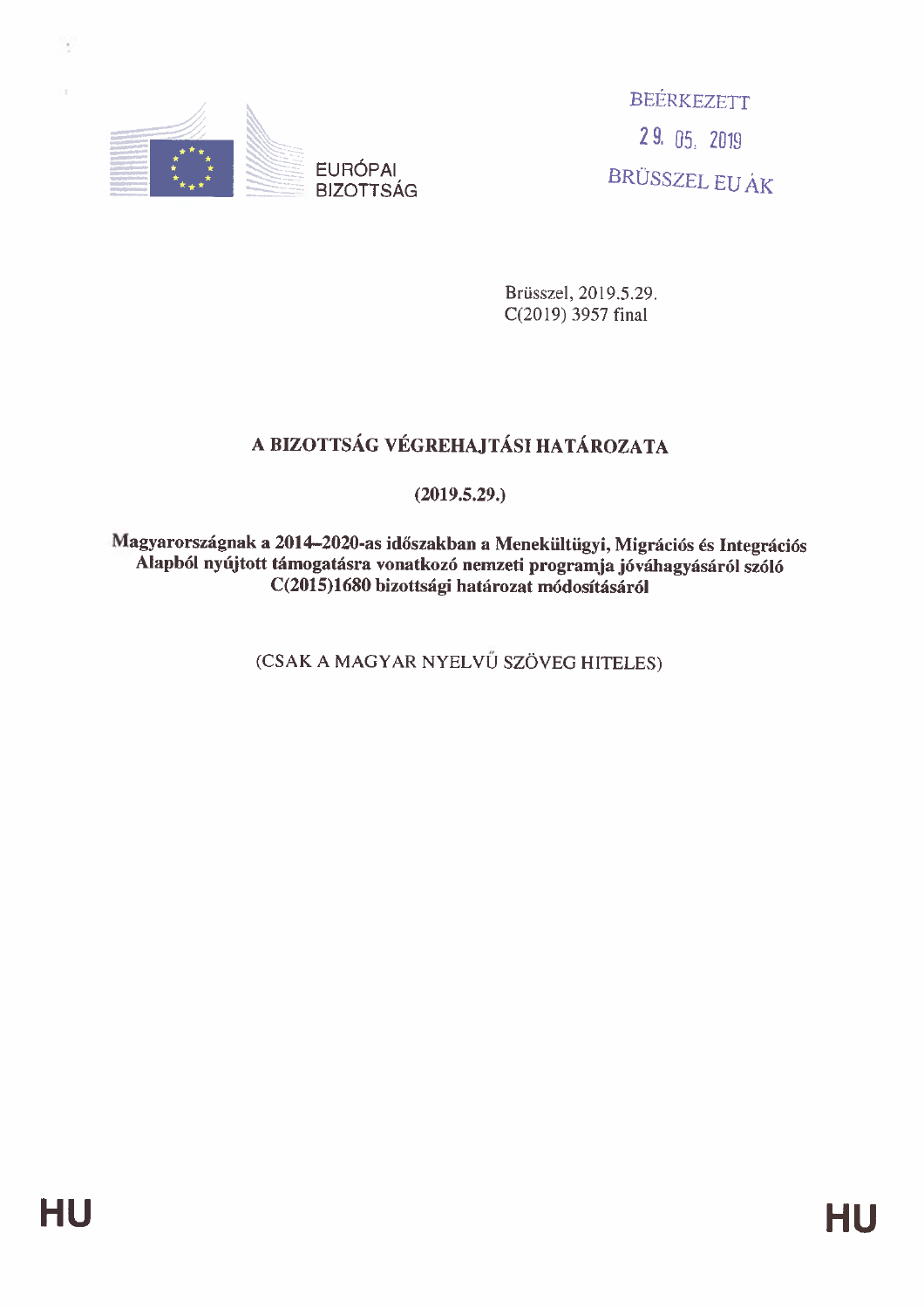EURÓPAI BIZOTTSÁG

BEÉRKEZETT

29. 05. 2019

BRÜSSZEL EU ÁK

Brüsszel, 2019.5.29.
C(2019) 3957 final

# A BIZOTTSÁG VÉGREHAJTÁSI HATÁROZATA

**(2019.5.29.)**

**Magyarországnak a 2014–2020-as időszakban a Menekültügyi, Migrációs és Integrációs Alapból nyújtott támogatásra vonatkozó nemzeti programja jóváhagyásáról szóló C(2015)1680 bizottsági határozat módosításáról**

(CSAK A MAGYAR NYELVŰ SZÖVEG HITELES)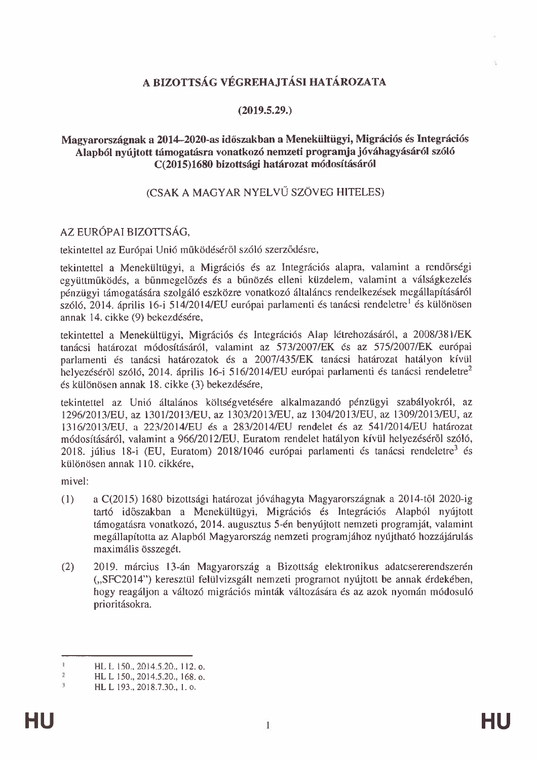# A BIZOTTSÁG VÉGREHAJTÁSI HATÁROZATA

**(2019.5.29.)**

**Magyarországnak a 2014–2020-as időszakban a Menekültügyi, Migrációs és Integrációs Alapból nyújtott támogatásra vonatkozó nemzeti programja jóváhagyásáról szóló C(2015)1680 bizottsági határozat módosításáról**

(CSAK A MAGYAR NYELVŰ SZÖVEG HITELES)

AZ EURÓPAI BIZOTTSÁG,

tekintettel az Európai Unió működéséről szóló szerződésre,

tekintettel a Menekültügyi, a Migrációs és az Integrációs alapra, valamint a rendőrségi együttműködés, a bűnmegelőzés és a bűnözés elleni küzdelem, valamint a válságkezelés pénzügyi támogatására szolgáló eszközre vonatkozó általános rendelkezések megállapításáról szóló, 2014. április 16-i 514/2014/EU európai parlamenti és tanácsi rendeletre[1] és különösen annak 14. cikke (9) bekezdésére,

tekintettel a Menekültügyi, Migrációs és Integrációs Alap létrehozásáról, a 2008/381/EK tanácsi határozat módosításáról, valamint az 573/2007/EK és az 575/2007/EK európai parlamenti és tanácsi határozatok és a 2007/435/EK tanácsi határozat hatályon kívül helyezéséről szóló, 2014. április 16-i 516/2014/EU európai parlamenti és tanácsi rendeletre[2] és különösen annak 18. cikke (3) bekezdésére,

tekintettel az Unió általános költségvetésére alkalmazandó pénzügyi szabályokról, az 1296/2013/EU, az 1301/2013/EU, az 1303/2013/EU, az 1304/2013/EU, az 1309/2013/EU, az 1316/2013/EU, a 223/2014/EU és a 283/2014/EU rendelet és az 541/2014/EU határozat módosításáról, valamint a 966/2012/EU, Euratom rendelet hatályon kívül helyezéséről szóló, 2018. július 18-i (EU, Euratom) 2018/1046 európai parlamenti és tanácsi rendeletre[3] és különösen annak 110. cikkére,

mivel:

(1) a C(2015) 1680 bizottsági határozat jóváhagyta Magyarországnak a 2014-től 2020-ig tartó időszakban a Menekültügyi, Migrációs és Integrációs Alapból nyújtott támogatásra vonatkozó, 2014. augusztus 5-én benyújtott nemzeti programját, valamint megállapította az Alapból Magyarország nemzeti programjához nyújtható hozzájárulás maximális összegét.

(2) 2019. március 13-án Magyarország a Bizottság elektronikus adatcsererendszerén („SFC2014") keresztül felülvizsgált nemzeti programot nyújtott be annak érdekében, hogy reagáljon a változó migrációs minták változására és az azok nyomán módosuló prioritásokra.

---

[1] HL L 150., 2014.5.20., 112. o.

[2] HL L 150., 2014.5.20., 168. o.

[3] HL L 193., 2018.7.30., 1. o.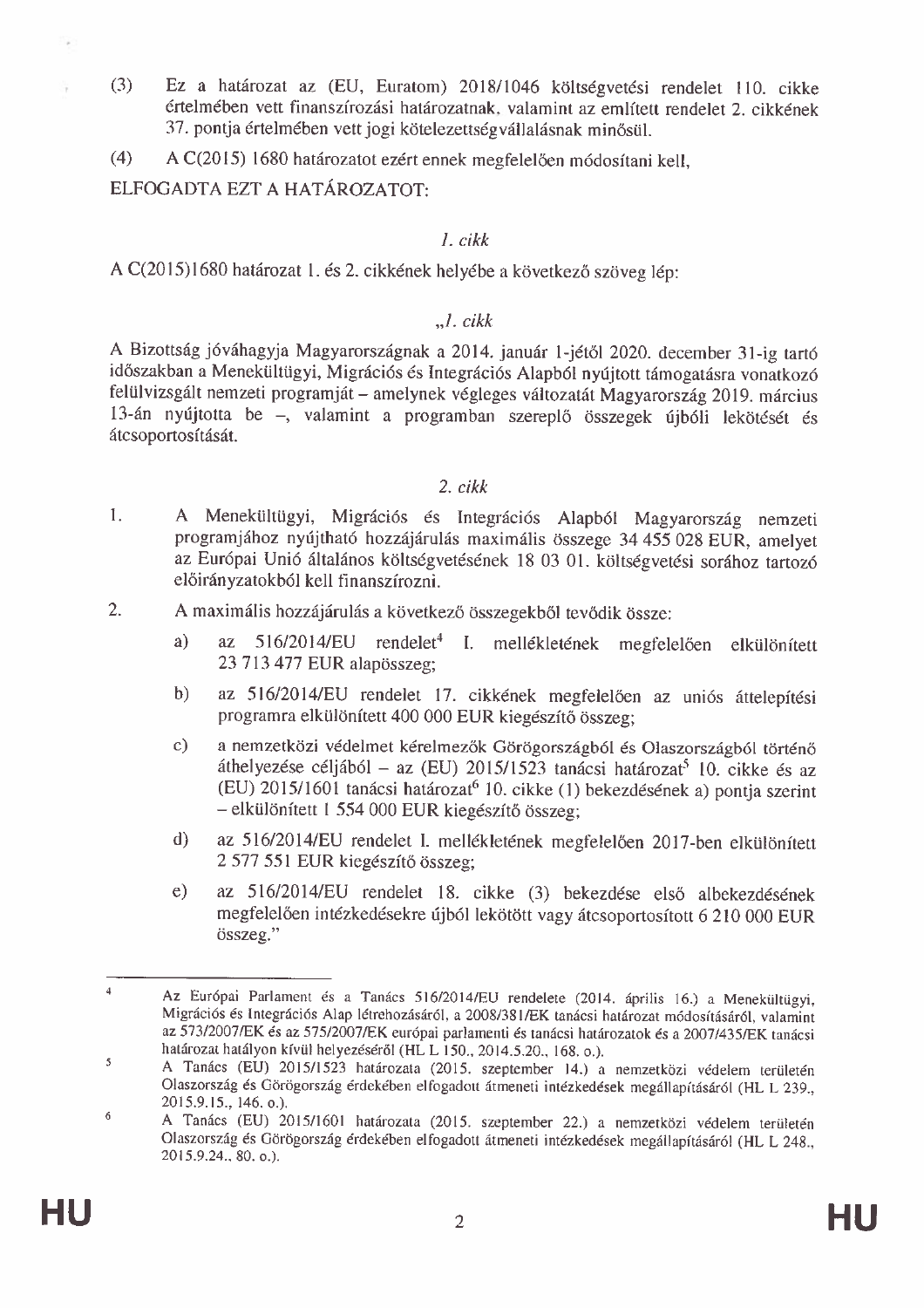(3) Ez a határozat az (EU, Euratom) 2018/1046 költségvetési rendelet 110. cikke értelmében vett finanszírozási határozatnak, valamint az említett rendelet 2. cikkének 37. pontja értelmében vett jogi kötelezettségvállalásnak minősül.

(4) A C(2015) 1680 határozatot ezért ennek megfelelően módosítani kell,

ELFOGADTA EZT A HATÁROZATOT:

*1. cikk*

A C(2015)1680 határozat 1. és 2. cikkének helyébe a következő szöveg lép:

*„1. cikk*

A Bizottság jóváhagyja Magyarországnak a 2014. január 1-jétől 2020. december 31-ig tartó időszakban a Menekültügyi, Migrációs és Integrációs Alapból nyújtott támogatásra vonatkozó felülvizsgált nemzeti programját – amelynek végleges változatát Magyarország 2019. március 13-án nyújtotta be –, valamint a programban szereplő összegek újbóli lekötését és átcsoportosítását.

*2. cikk*

1. A Menekültügyi, Migrációs és Integrációs Alapból Magyarország nemzeti programjához nyújtható hozzájárulás maximális összege 34 455 028 EUR, amelyet az Európai Unió általános költségvetésének 18 03 01. költségvetési sorához tartozó előirányzatokból kell finanszírozni.

2. A maximális hozzájárulás a következő összegekből tevődik össze:

   a) az 516/2014/EU rendelet[4] I. mellékletének megfelelően elkülönített 23 713 477 EUR alapösszeg;

   b) az 516/2014/EU rendelet 17. cikkének megfelelően az uniós áttelepítési programra elkülönített 400 000 EUR kiegészítő összeg;

   c) a nemzetközi védelmet kérelmezők Görögországból és Olaszországból történő áthelyezése céljából – az (EU) 2015/1523 tanácsi határozat[5] 10. cikke és az (EU) 2015/1601 tanácsi határozat[6] 10. cikke (1) bekezdésének a) pontja szerint – elkülönített 1 554 000 EUR kiegészítő összeg;

   d) az 516/2014/EU rendelet I. mellékletének megfelelően 2017-ben elkülönített 2 577 551 EUR kiegészítő összeg;

   e) az 516/2014/EU rendelet 18. cikke (3) bekezdése első albekezdésének megfelelően intézkedésekre újból lekötött vagy átcsoportosított 6 210 000 EUR összeg."

---

[4] Az Európai Parlament és a Tanács 516/2014/EU rendelete (2014. április 16.) a Menekültügyi, Migrációs és Integrációs Alap létrehozásáról, a 2008/381/EK tanácsi határozat módosításáról, valamint az 573/2007/EK és az 575/2007/EK európai parlamenti és tanácsi határozatok és a 2007/435/EK tanácsi határozat hatályon kívül helyezéséről (HL L 150., 2014.5.20., 168. o.).

[5] A Tanács (EU) 2015/1523 határozata (2015. szeptember 14.) a nemzetközi védelem területén Olaszország és Görögország érdekében elfogadott átmeneti intézkedések megállapításáról (HL L 239., 2015.9.15., 146. o.).

[6] A Tanács (EU) 2015/1601 határozata (2015. szeptember 22.) a nemzetközi védelem területén Olaszország és Görögország érdekében elfogadott átmeneti intézkedések megállapításáról (HL L 248., 2015.9.24., 80. o.).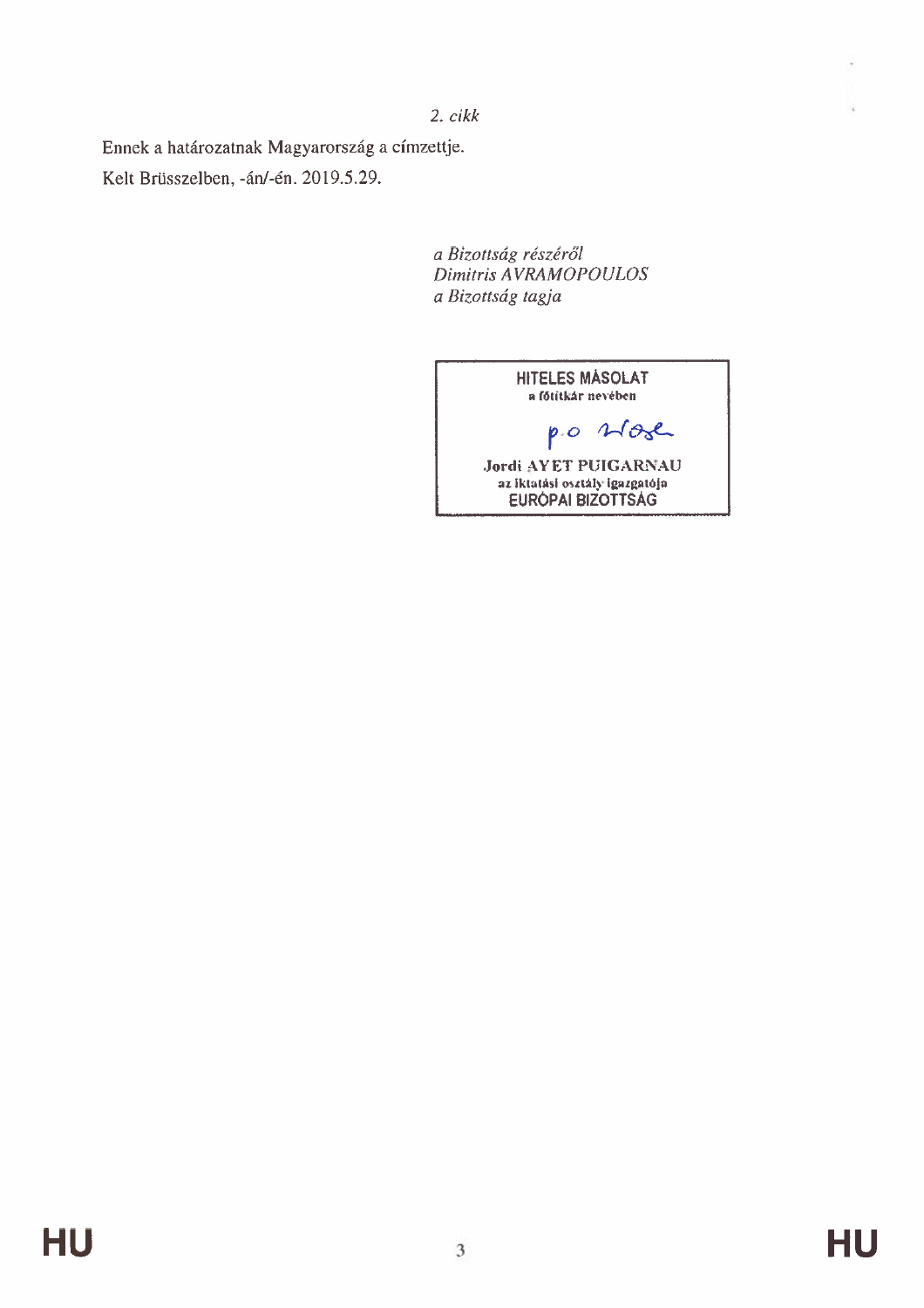*2. cikk*

Ennek a határozatnak Magyarország a címzettje.

Kelt Brüsszelben, -án/-én. 2019.5.29.

*a Bizottság részéről*
*Dimitris AVRAMOPOULOS*
*a Bizottság tagja*

**HITELES MÁSOLAT**
**a főtitkár nevében**

p.o

**Jordi AYET PUIGARNAU**
**az iktatási osztály igazgatója**
**EURÓPAI BIZOTTSÁG**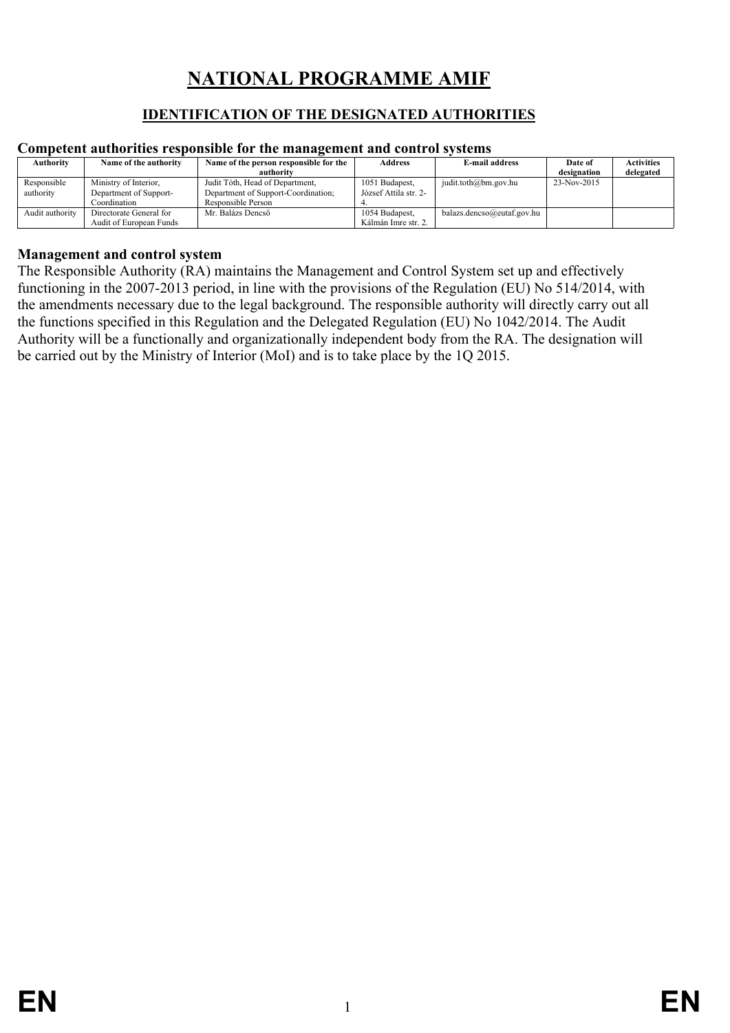# NATIONAL PROGRAMME AMIF

## IDENTIFICATION OF THE DESIGNATED AUTHORITIES

### Competent authorities responsible for the management and control systems

| Authority | Name of the authority | Name of the person responsible for the authority | Address | E-mail address | Date of designation | Activities delegated |
|---|---|---|---|---|---|---|
| Responsible authority | Ministry of Interior, Department of Support-Coordination | Judit Tóth, Head of Department, Department of Support-Coordination; Responsible Person | 1051 Budapest, József Attila str. 2-4. | judit.toth@bm.gov.hu | 23-Nov-2015 | |
| Audit authority | Directorate General for Audit of European Funds | Mr. Balázs Dencső | 1054 Budapest, Kálmán Imre str. 2. | balazs.dencso@eutaf.gov.hu | | |

### Management and control system

The Responsible Authority (RA) maintains the Management and Control System set up and effectively functioning in the 2007-2013 period, in line with the provisions of the Regulation (EU) No 514/2014, with the amendments necessary due to the legal background. The responsible authority will directly carry out all the functions specified in this Regulation and the Delegated Regulation (EU) No 1042/2014. The Audit Authority will be a functionally and organizationally independent body from the RA. The designation will be carried out by the Ministry of Interior (MoI) and is to take place by the 1Q 2015.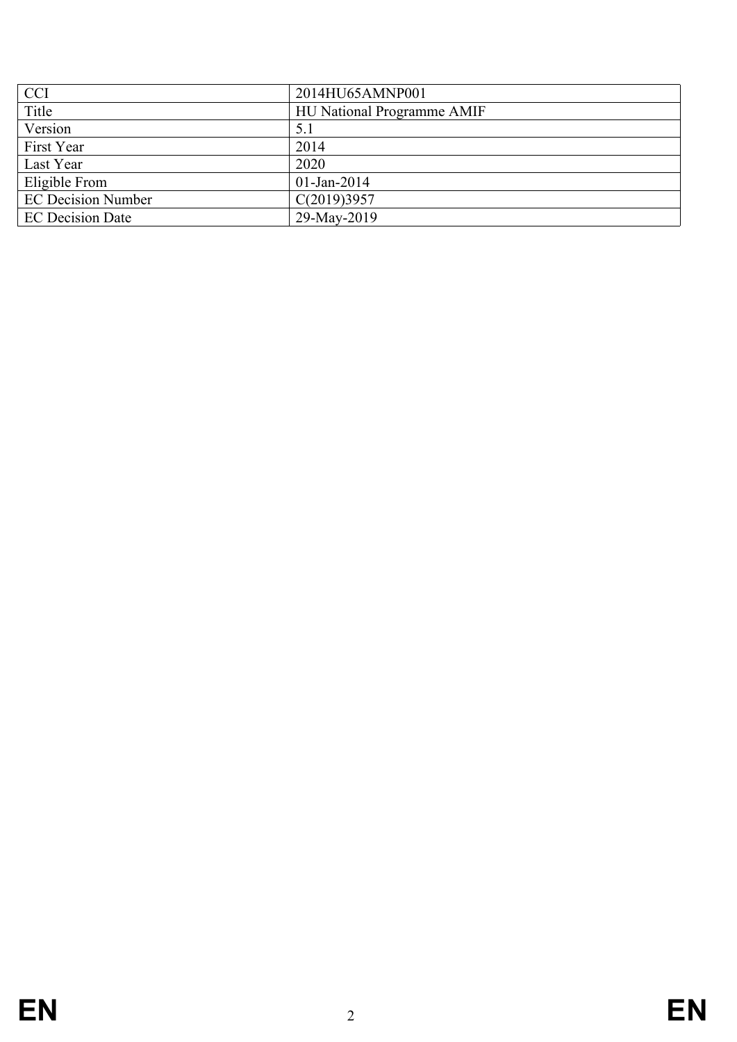| CCI | 2014HU65AMNP001 |
| --- | --- |
| Title | HU National Programme AMIF |
| Version | 5.1 |
| First Year | 2014 |
| Last Year | 2020 |
| Eligible From | 01-Jan-2014 |
| EC Decision Number | C(2019)3957 |
| EC Decision Date | 29-May-2019 |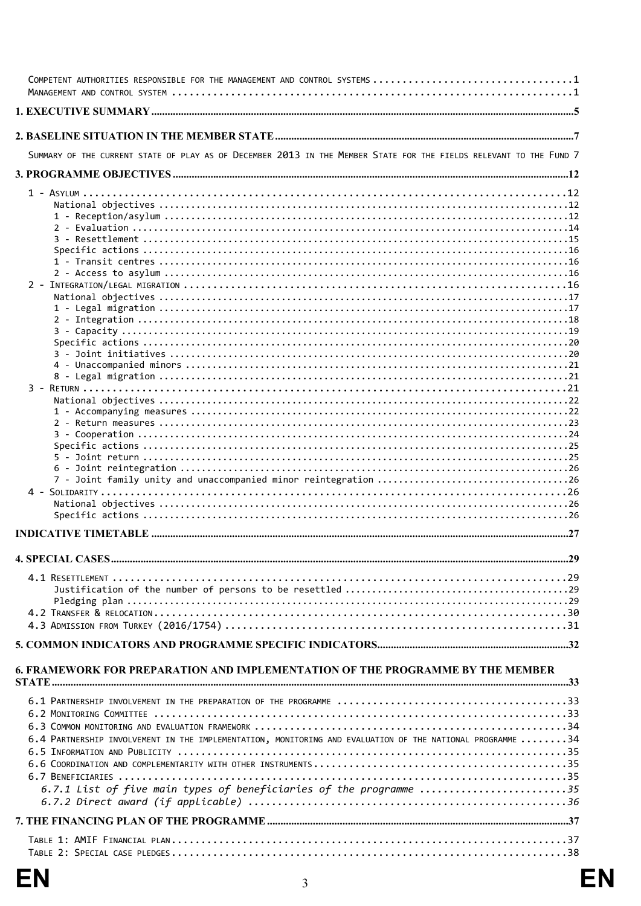Competent authorities responsible for the management and control systems ....................................1
Management and control system ....................................................................1

**1. EXECUTIVE SUMMARY** ....................................................................5

**2. BASELINE SITUATION IN THE MEMBER STATE** ....................................................................7

Summary of the current state of play as of December 2013 in the Member State for the fields relevant to the Fund 7

**3. PROGRAMME OBJECTIVES** ....................................................................12

1 - Asylum ....................................................................12
- National objectives ....................................................................12
- 1 - Reception/asylum ....................................................................12
- 2 - Evaluation ....................................................................14
- 3 - Resettlement ....................................................................15
- Specific actions ....................................................................16
- 1 - Transit centres ....................................................................16
- 2 - Access to asylum ....................................................................16

2 - Integration/legal migration ....................................................................16
- National objectives ....................................................................17
- 1 - Legal migration ....................................................................17
- 2 - Integration ....................................................................18
- 3 - Capacity ....................................................................19
- Specific actions ....................................................................20
- 3 - Joint initiatives ....................................................................20
- 4 - Unaccompanied minors ....................................................................21
- 8 - Legal migration ....................................................................21

3 - Return ....................................................................21
- National objectives ....................................................................22
- 1 - Accompanying measures ....................................................................22
- 2 - Return measures ....................................................................23
- 3 - Cooperation ....................................................................24
- Specific actions ....................................................................25
- 5 - Joint return ....................................................................25
- 6 - Joint reintegration ....................................................................26
- 7 - Joint family unity and unaccompanied minor reintegration ....................................................................26

4 - Solidarity ....................................................................26
- National objectives ....................................................................26
- Specific actions ....................................................................26

**INDICATIVE TIMETABLE** ....................................................................27

**4. SPECIAL CASES** ....................................................................29

4.1 Resettlement ....................................................................29
- Justification of the number of persons to be resettled ....................................................................29
- Pledging plan ....................................................................29

4.2 Transfer & relocation ....................................................................30

4.3 Admission from Turkey (2016/1754) ....................................................................31

**5. COMMON INDICATORS AND PROGRAMME SPECIFIC INDICATORS** ....................................................................32

**6. FRAMEWORK FOR PREPARATION AND IMPLEMENTATION OF THE PROGRAMME BY THE MEMBER STATE** ....................................................................33

6.1 Partnership involvement in the preparation of the programme ....................................................................33
6.2 Monitoring Committee ....................................................................33
6.3 Common monitoring and evaluation framework ....................................................................34
6.4 Partnership involvement in the implementation, monitoring and evaluation of the national programme ....................................................................34
6.5 Information and Publicity ....................................................................35
6.6 Coordination and complementarity with other instruments ....................................................................35
6.7 Beneficiaries ....................................................................35
- *6.7.1 List of five main types of beneficiaries of the programme* ....................................................................*35*
- *6.7.2 Direct award (if applicable)* ....................................................................*36*

**7. THE FINANCING PLAN OF THE PROGRAMME** ....................................................................37

Table 1: AMIF Financial plan ....................................................................37
Table 2: Special case pledges ....................................................................38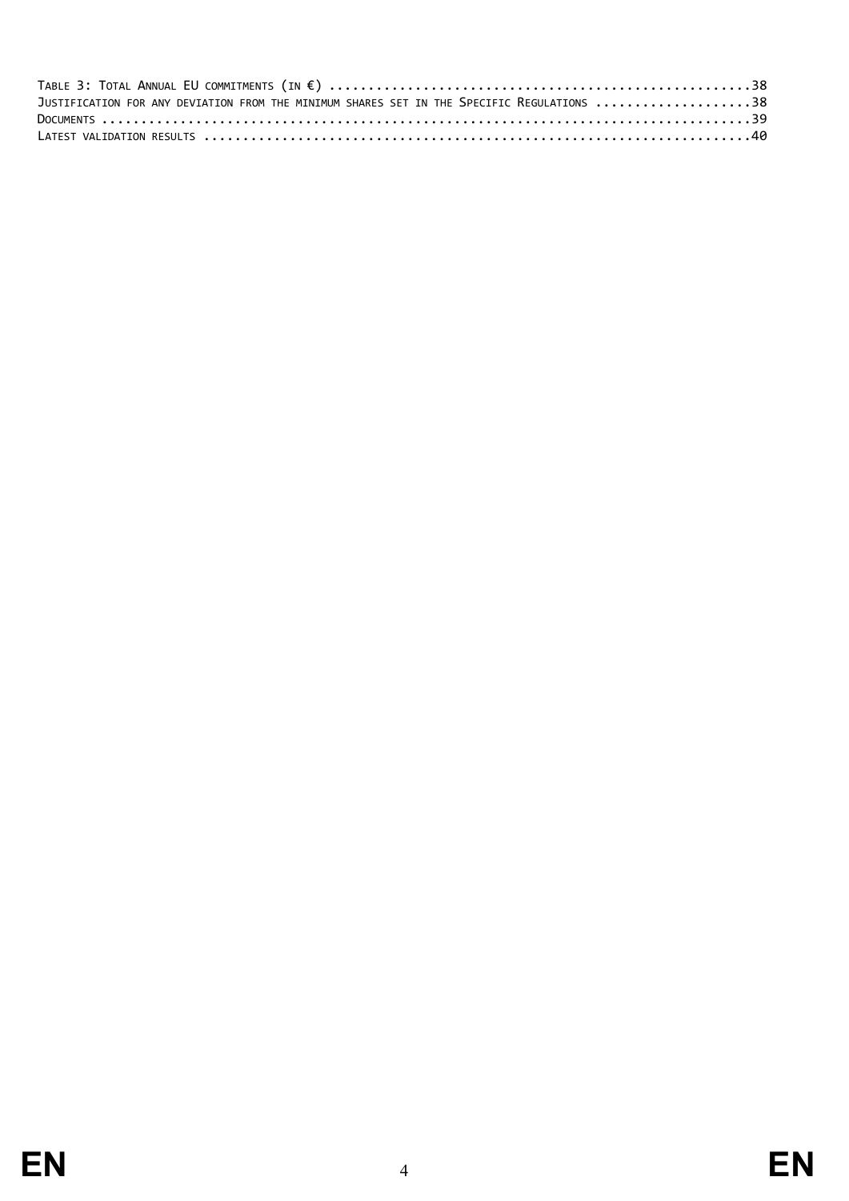TABLE 3: TOTAL ANNUAL EU COMMITMENTS (IN €) ....................................................38
JUSTIFICATION FOR ANY DEVIATION FROM THE MINIMUM SHARES SET IN THE SPECIFIC REGULATIONS ....................38
DOCUMENTS ..............................................................................................39
LATEST VALIDATION RESULTS ..................................................................40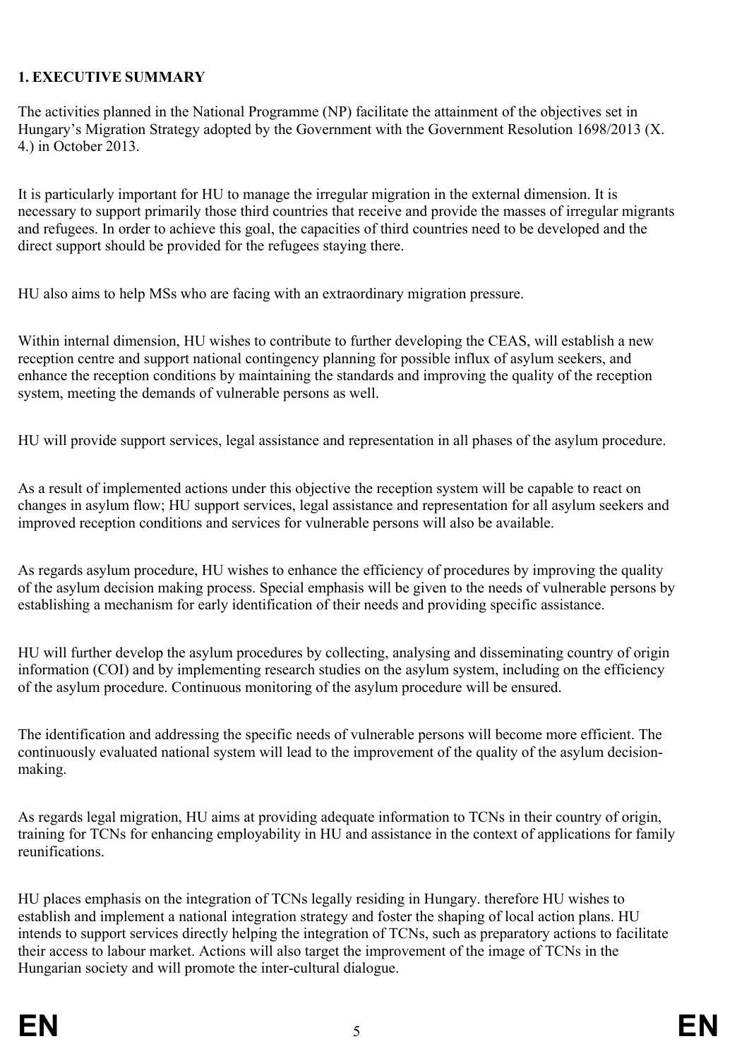## 1. EXECUTIVE SUMMARY

The activities planned in the National Programme (NP) facilitate the attainment of the objectives set in Hungary's Migration Strategy adopted by the Government with the Government Resolution 1698/2013 (X. 4.) in October 2013.

It is particularly important for HU to manage the irregular migration in the external dimension. It is necessary to support primarily those third countries that receive and provide the masses of irregular migrants and refugees. In order to achieve this goal, the capacities of third countries need to be developed and the direct support should be provided for the refugees staying there.

HU also aims to help MSs who are facing with an extraordinary migration pressure.

Within internal dimension, HU wishes to contribute to further developing the CEAS, will establish a new reception centre and support national contingency planning for possible influx of asylum seekers, and enhance the reception conditions by maintaining the standards and improving the quality of the reception system, meeting the demands of vulnerable persons as well.

HU will provide support services, legal assistance and representation in all phases of the asylum procedure.

As a result of implemented actions under this objective the reception system will be capable to react on changes in asylum flow; HU support services, legal assistance and representation for all asylum seekers and improved reception conditions and services for vulnerable persons will also be available.

As regards asylum procedure, HU wishes to enhance the efficiency of procedures by improving the quality of the asylum decision making process. Special emphasis will be given to the needs of vulnerable persons by establishing a mechanism for early identification of their needs and providing specific assistance.

HU will further develop the asylum procedures by collecting, analysing and disseminating country of origin information (COI) and by implementing research studies on the asylum system, including on the efficiency of the asylum procedure. Continuous monitoring of the asylum procedure will be ensured.

The identification and addressing the specific needs of vulnerable persons will become more efficient. The continuously evaluated national system will lead to the improvement of the quality of the asylum decision-making.

As regards legal migration, HU aims at providing adequate information to TCNs in their country of origin, training for TCNs for enhancing employability in HU and assistance in the context of applications for family reunifications.

HU places emphasis on the integration of TCNs legally residing in Hungary. therefore HU wishes to establish and implement a national integration strategy and foster the shaping of local action plans. HU intends to support services directly helping the integration of TCNs, such as preparatory actions to facilitate their access to labour market. Actions will also target the improvement of the image of TCNs in the Hungarian society and will promote the inter-cultural dialogue.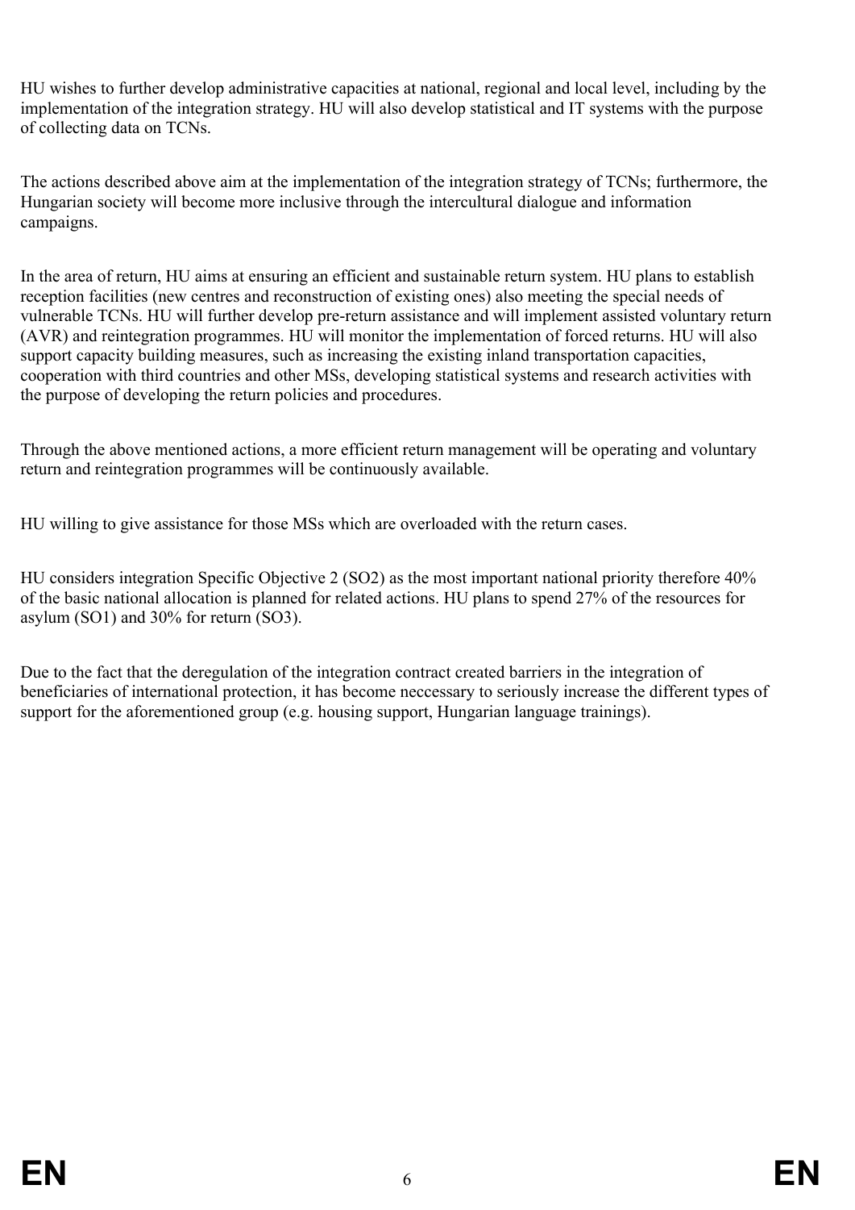HU wishes to further develop administrative capacities at national, regional and local level, including by the implementation of the integration strategy. HU will also develop statistical and IT systems with the purpose of collecting data on TCNs.

The actions described above aim at the implementation of the integration strategy of TCNs; furthermore, the Hungarian society will become more inclusive through the intercultural dialogue and information campaigns.

In the area of return, HU aims at ensuring an efficient and sustainable return system. HU plans to establish reception facilities (new centres and reconstruction of existing ones) also meeting the special needs of vulnerable TCNs. HU will further develop pre-return assistance and will implement assisted voluntary return (AVR) and reintegration programmes. HU will monitor the implementation of forced returns. HU will also support capacity building measures, such as increasing the existing inland transportation capacities, cooperation with third countries and other MSs, developing statistical systems and research activities with the purpose of developing the return policies and procedures.

Through the above mentioned actions, a more efficient return management will be operating and voluntary return and reintegration programmes will be continuously available.

HU willing to give assistance for those MSs which are overloaded with the return cases.

HU considers integration Specific Objective 2 (SO2) as the most important national priority therefore 40% of the basic national allocation is planned for related actions. HU plans to spend 27% of the resources for asylum (SO1) and 30% for return (SO3).

Due to the fact that the deregulation of the integration contract created barriers in the integration of beneficiaries of international protection, it has become neccessary to seriously increase the different types of support for the aforementioned group (e.g. housing support, Hungarian language trainings).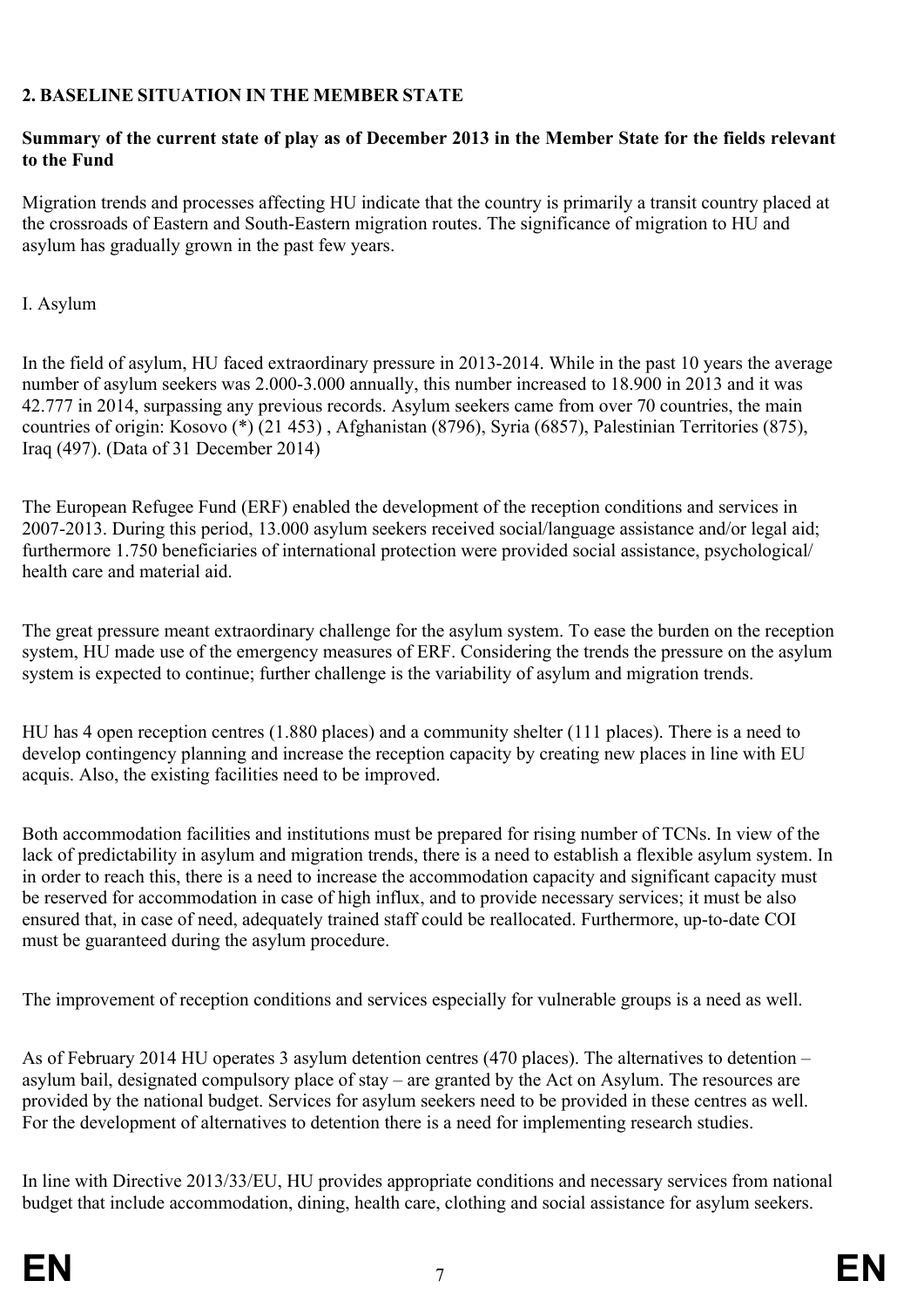## 2. BASELINE SITUATION IN THE MEMBER STATE

**Summary of the current state of play as of December 2013 in the Member State for the fields relevant to the Fund**

Migration trends and processes affecting HU indicate that the country is primarily a transit country placed at the crossroads of Eastern and South-Eastern migration routes. The significance of migration to HU and asylum has gradually grown in the past few years.

I. Asylum

In the field of asylum, HU faced extraordinary pressure in 2013-2014. While in the past 10 years the average number of asylum seekers was 2.000-3.000 annually, this number increased to 18.900 in 2013 and it was 42.777 in 2014, surpassing any previous records. Asylum seekers came from over 70 countries, the main countries of origin: Kosovo (*) (21 453) , Afghanistan (8796), Syria (6857), Palestinian Territories (875), Iraq (497). (Data of 31 December 2014)

The European Refugee Fund (ERF) enabled the development of the reception conditions and services in 2007-2013. During this period, 13.000 asylum seekers received social/language assistance and/or legal aid; furthermore 1.750 beneficiaries of international protection were provided social assistance, psychological/ health care and material aid.

The great pressure meant extraordinary challenge for the asylum system. To ease the burden on the reception system, HU made use of the emergency measures of ERF. Considering the trends the pressure on the asylum system is expected to continue; further challenge is the variability of asylum and migration trends.

HU has 4 open reception centres (1.880 places) and a community shelter (111 places). There is a need to develop contingency planning and increase the reception capacity by creating new places in line with EU acquis. Also, the existing facilities need to be improved.

Both accommodation facilities and institutions must be prepared for rising number of TCNs. In view of the lack of predictability in asylum and migration trends, there is a need to establish a flexible asylum system. In in order to reach this, there is a need to increase the accommodation capacity and significant capacity must be reserved for accommodation in case of high influx, and to provide necessary services; it must be also ensured that, in case of need, adequately trained staff could be reallocated. Furthermore, up-to-date COI must be guaranteed during the asylum procedure.

The improvement of reception conditions and services especially for vulnerable groups is a need as well.

As of February 2014 HU operates 3 asylum detention centres (470 places). The alternatives to detention – asylum bail, designated compulsory place of stay – are granted by the Act on Asylum. The resources are provided by the national budget. Services for asylum seekers need to be provided in these centres as well. For the development of alternatives to detention there is a need for implementing research studies.

In line with Directive 2013/33/EU, HU provides appropriate conditions and necessary services from national budget that include accommodation, dining, health care, clothing and social assistance for asylum seekers.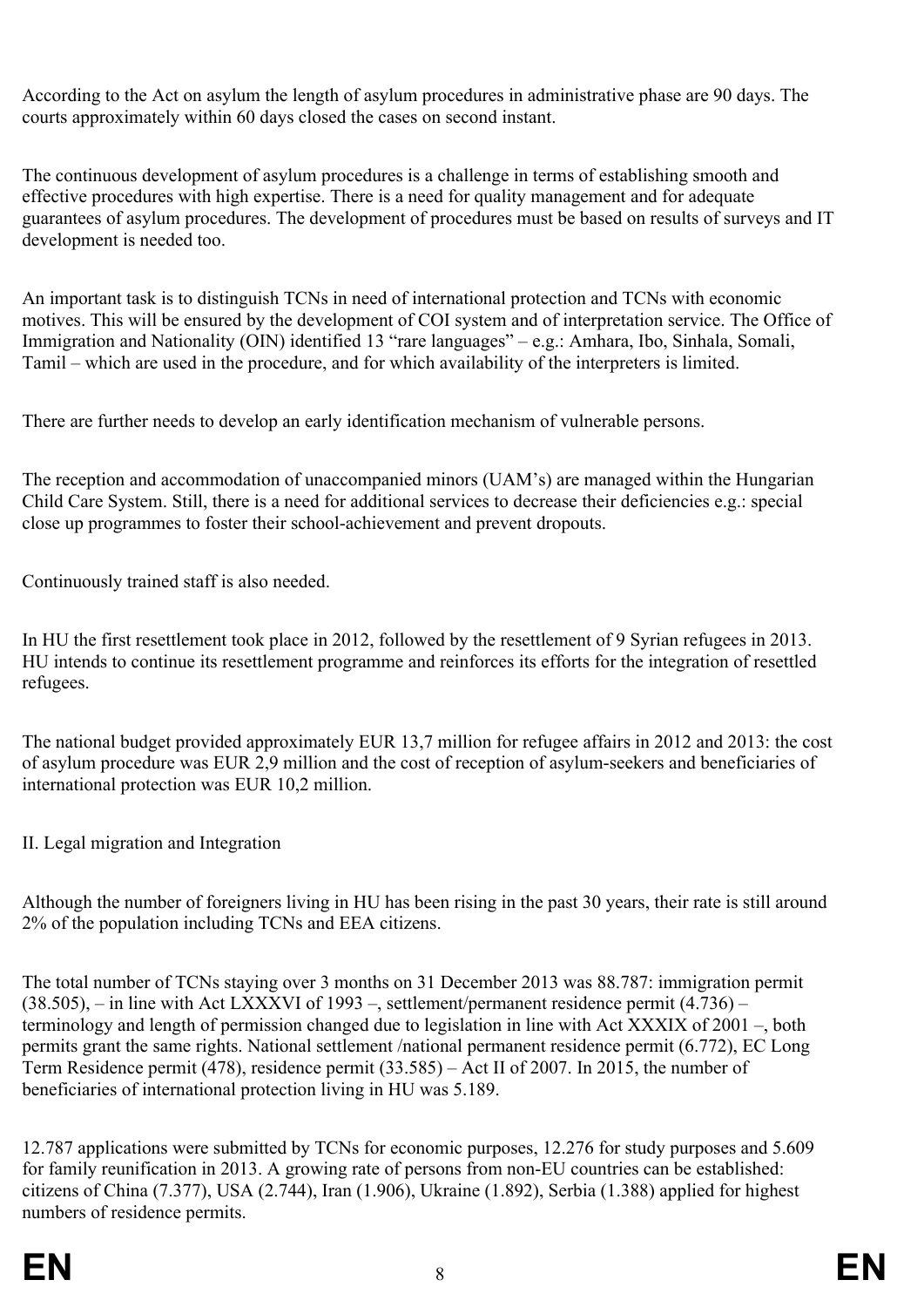According to the Act on asylum the length of asylum procedures in administrative phase are 90 days. The courts approximately within 60 days closed the cases on second instant.

The continuous development of asylum procedures is a challenge in terms of establishing smooth and effective procedures with high expertise. There is a need for quality management and for adequate guarantees of asylum procedures. The development of procedures must be based on results of surveys and IT development is needed too.

An important task is to distinguish TCNs in need of international protection and TCNs with economic motives. This will be ensured by the development of COI system and of interpretation service. The Office of Immigration and Nationality (OIN) identified 13 "rare languages" – e.g.: Amhara, Ibo, Sinhala, Somali, Tamil – which are used in the procedure, and for which availability of the interpreters is limited.

There are further needs to develop an early identification mechanism of vulnerable persons.

The reception and accommodation of unaccompanied minors (UAM's) are managed within the Hungarian Child Care System. Still, there is a need for additional services to decrease their deficiencies e.g.: special close up programmes to foster their school-achievement and prevent dropouts.

Continuously trained staff is also needed.

In HU the first resettlement took place in 2012, followed by the resettlement of 9 Syrian refugees in 2013. HU intends to continue its resettlement programme and reinforces its efforts for the integration of resettled refugees.

The national budget provided approximately EUR 13,7 million for refugee affairs in 2012 and 2013: the cost of asylum procedure was EUR 2,9 million and the cost of reception of asylum-seekers and beneficiaries of international protection was EUR 10,2 million.

## II. Legal migration and Integration

Although the number of foreigners living in HU has been rising in the past 30 years, their rate is still around 2% of the population including TCNs and EEA citizens.

The total number of TCNs staying over 3 months on 31 December 2013 was 88.787: immigration permit (38.505), – in line with Act LXXXVI of 1993 –, settlement/permanent residence permit (4.736) – terminology and length of permission changed due to legislation in line with Act XXXIX of 2001 –, both permits grant the same rights. National settlement /national permanent residence permit (6.772), EC Long Term Residence permit (478), residence permit (33.585) – Act II of 2007. In 2015, the number of beneficiaries of international protection living in HU was 5.189.

12.787 applications were submitted by TCNs for economic purposes, 12.276 for study purposes and 5.609 for family reunification in 2013. A growing rate of persons from non-EU countries can be established: citizens of China (7.377), USA (2.744), Iran (1.906), Ukraine (1.892), Serbia (1.388) applied for highest numbers of residence permits.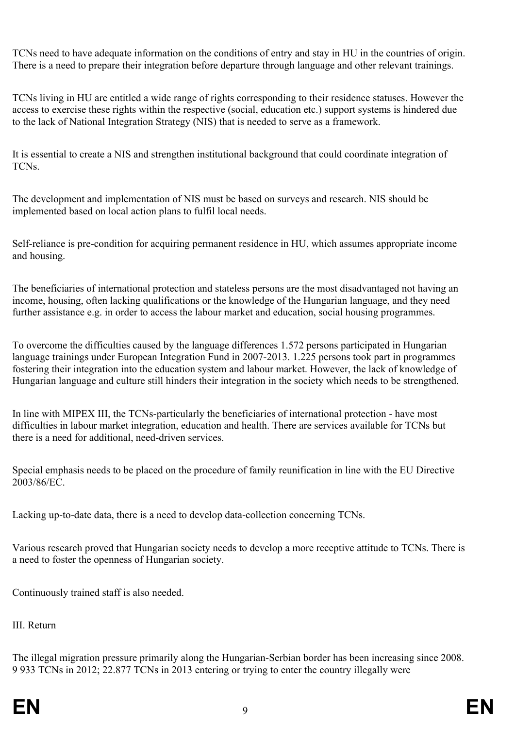TCNs need to have adequate information on the conditions of entry and stay in HU in the countries of origin. There is a need to prepare their integration before departure through language and other relevant trainings.

TCNs living in HU are entitled a wide range of rights corresponding to their residence statuses. However the access to exercise these rights within the respective (social, education etc.) support systems is hindered due to the lack of National Integration Strategy (NIS) that is needed to serve as a framework.

It is essential to create a NIS and strengthen institutional background that could coordinate integration of TCNs.

The development and implementation of NIS must be based on surveys and research. NIS should be implemented based on local action plans to fulfil local needs.

Self-reliance is pre-condition for acquiring permanent residence in HU, which assumes appropriate income and housing.

The beneficiaries of international protection and stateless persons are the most disadvantaged not having an income, housing, often lacking qualifications or the knowledge of the Hungarian language, and they need further assistance e.g. in order to access the labour market and education, social housing programmes.

To overcome the difficulties caused by the language differences 1.572 persons participated in Hungarian language trainings under European Integration Fund in 2007-2013. 1.225 persons took part in programmes fostering their integration into the education system and labour market. However, the lack of knowledge of Hungarian language and culture still hinders their integration in the society which needs to be strengthened.

In line with MIPEX III, the TCNs-particularly the beneficiaries of international protection - have most difficulties in labour market integration, education and health. There are services available for TCNs but there is a need for additional, need-driven services.

Special emphasis needs to be placed on the procedure of family reunification in line with the EU Directive 2003/86/EC.

Lacking up-to-date data, there is a need to develop data-collection concerning TCNs.

Various research proved that Hungarian society needs to develop a more receptive attitude to TCNs. There is a need to foster the openness of Hungarian society.

Continuously trained staff is also needed.

III. Return

The illegal migration pressure primarily along the Hungarian-Serbian border has been increasing since 2008. 9 933 TCNs in 2012; 22.877 TCNs in 2013 entering or trying to enter the country illegally were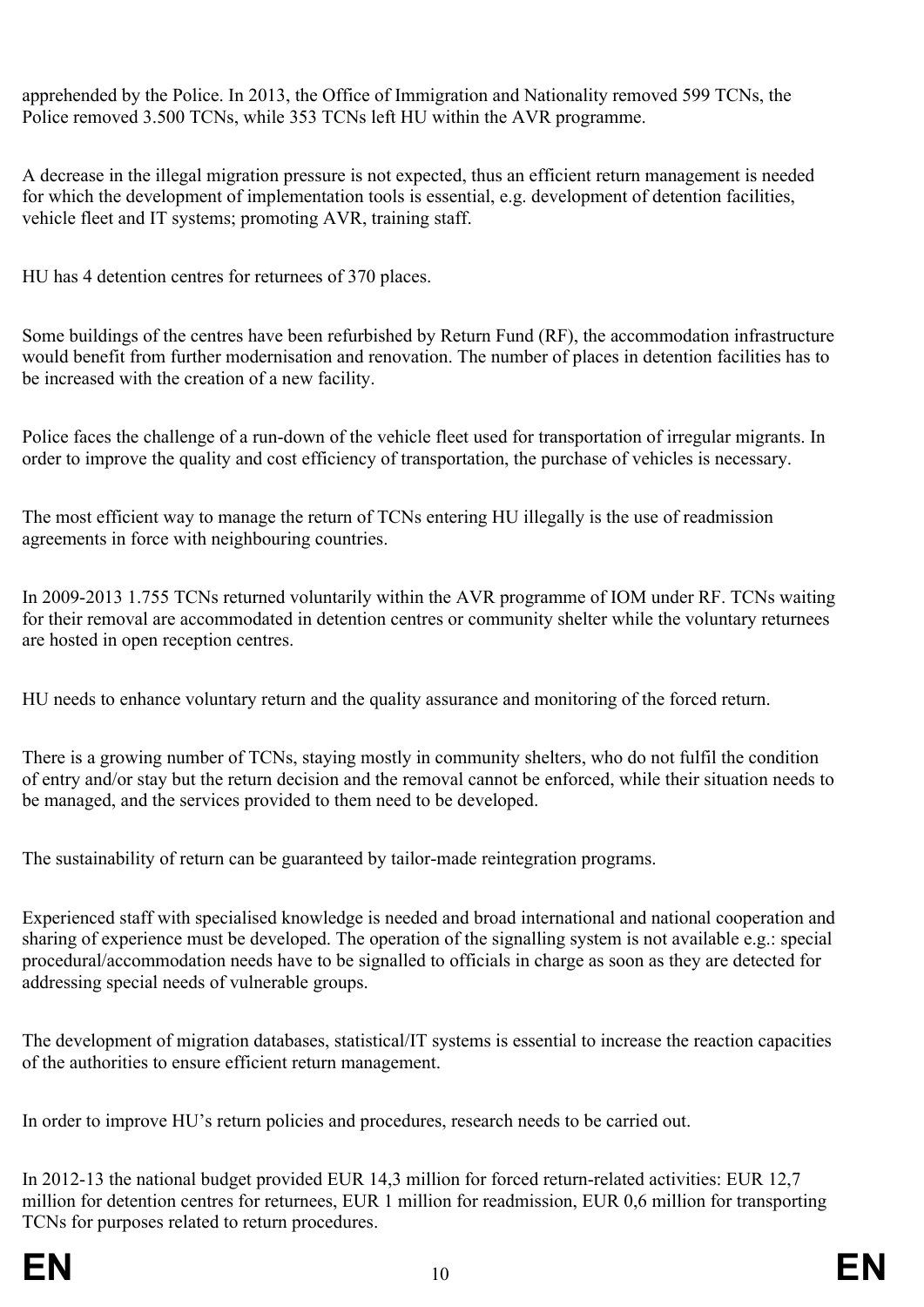apprehended by the Police. In 2013, the Office of Immigration and Nationality removed 599 TCNs, the Police removed 3.500 TCNs, while 353 TCNs left HU within the AVR programme.

A decrease in the illegal migration pressure is not expected, thus an efficient return management is needed for which the development of implementation tools is essential, e.g. development of detention facilities, vehicle fleet and IT systems; promoting AVR, training staff.

HU has 4 detention centres for returnees of 370 places.

Some buildings of the centres have been refurbished by Return Fund (RF), the accommodation infrastructure would benefit from further modernisation and renovation. The number of places in detention facilities has to be increased with the creation of a new facility.

Police faces the challenge of a run-down of the vehicle fleet used for transportation of irregular migrants. In order to improve the quality and cost efficiency of transportation, the purchase of vehicles is necessary.

The most efficient way to manage the return of TCNs entering HU illegally is the use of readmission agreements in force with neighbouring countries.

In 2009-2013 1.755 TCNs returned voluntarily within the AVR programme of IOM under RF. TCNs waiting for their removal are accommodated in detention centres or community shelter while the voluntary returnees are hosted in open reception centres.

HU needs to enhance voluntary return and the quality assurance and monitoring of the forced return.

There is a growing number of TCNs, staying mostly in community shelters, who do not fulfil the condition of entry and/or stay but the return decision and the removal cannot be enforced, while their situation needs to be managed, and the services provided to them need to be developed.

The sustainability of return can be guaranteed by tailor-made reintegration programs.

Experienced staff with specialised knowledge is needed and broad international and national cooperation and sharing of experience must be developed. The operation of the signalling system is not available e.g.: special procedural/accommodation needs have to be signalled to officials in charge as soon as they are detected for addressing special needs of vulnerable groups.

The development of migration databases, statistical/IT systems is essential to increase the reaction capacities of the authorities to ensure efficient return management.

In order to improve HU's return policies and procedures, research needs to be carried out.

In 2012-13 the national budget provided EUR 14,3 million for forced return-related activities: EUR 12,7 million for detention centres for returnees, EUR 1 million for readmission, EUR 0,6 million for transporting TCNs for purposes related to return procedures.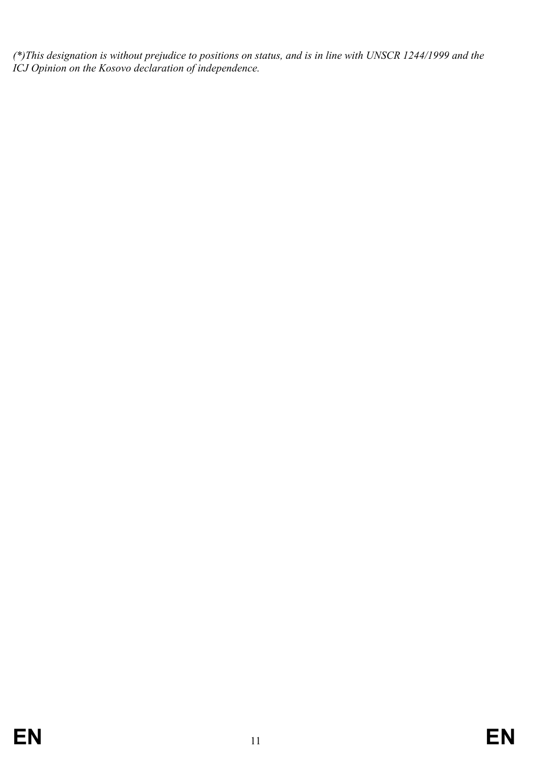*(*)This designation is without prejudice to positions on status, and is in line with UNSCR 1244/1999 and the ICJ Opinion on the Kosovo declaration of independence.*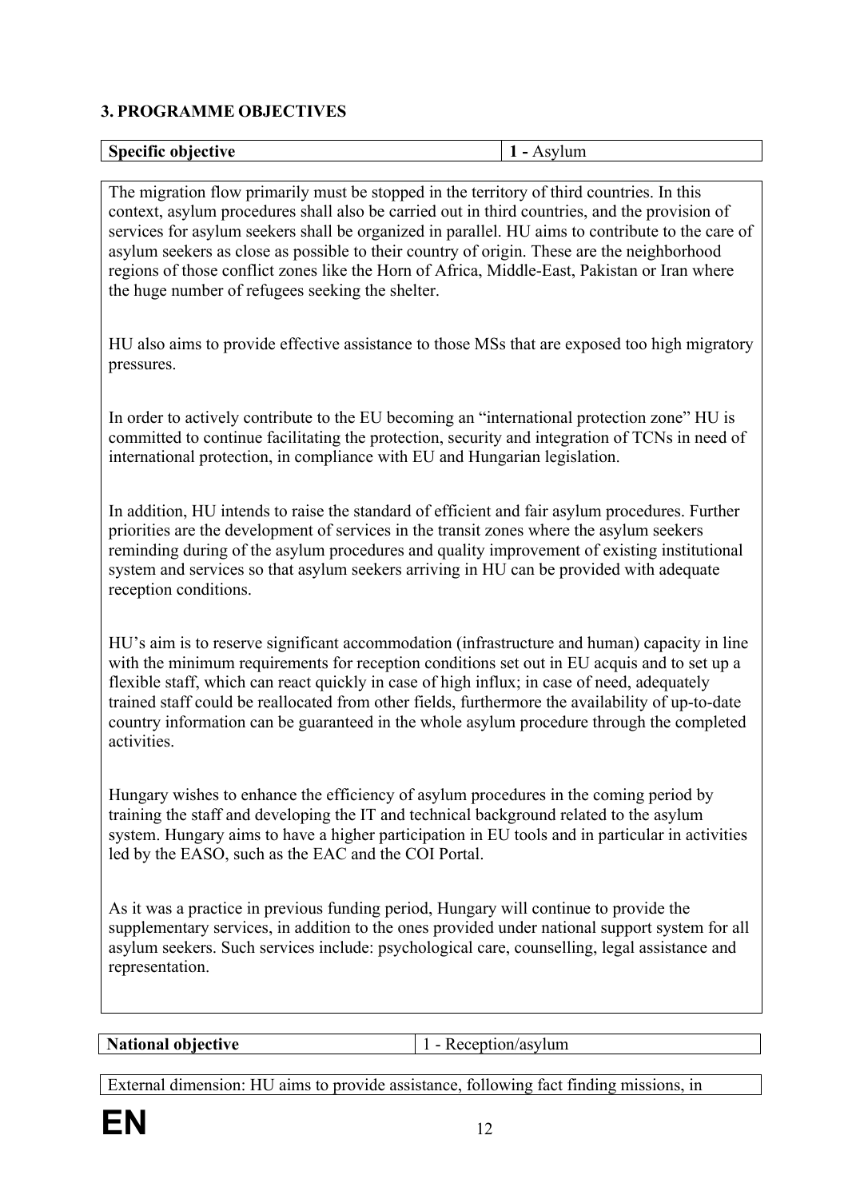## 3. PROGRAMME OBJECTIVES

| Specific objective | 1 - Asylum |
|---|---|

The migration flow primarily must be stopped in the territory of third countries. In this context, asylum procedures shall also be carried out in third countries, and the provision of services for asylum seekers shall be organized in parallel. HU aims to contribute to the care of asylum seekers as close as possible to their country of origin. These are the neighborhood regions of those conflict zones like the Horn of Africa, Middle-East, Pakistan or Iran where the huge number of refugees seeking the shelter.

HU also aims to provide effective assistance to those MSs that are exposed too high migratory pressures.

In order to actively contribute to the EU becoming an "international protection zone" HU is committed to continue facilitating the protection, security and integration of TCNs in need of international protection, in compliance with EU and Hungarian legislation.

In addition, HU intends to raise the standard of efficient and fair asylum procedures. Further priorities are the development of services in the transit zones where the asylum seekers reminding during of the asylum procedures and quality improvement of existing institutional system and services so that asylum seekers arriving in HU can be provided with adequate reception conditions.

HU's aim is to reserve significant accommodation (infrastructure and human) capacity in line with the minimum requirements for reception conditions set out in EU acquis and to set up a flexible staff, which can react quickly in case of high influx; in case of need, adequately trained staff could be reallocated from other fields, furthermore the availability of up-to-date country information can be guaranteed in the whole asylum procedure through the completed activities.

Hungary wishes to enhance the efficiency of asylum procedures in the coming period by training the staff and developing the IT and technical background related to the asylum system. Hungary aims to have a higher participation in EU tools and in particular in activities led by the EASO, such as the EAC and the COI Portal.

As it was a practice in previous funding period, Hungary will continue to provide the supplementary services, in addition to the ones provided under national support system for all asylum seekers. Such services include: psychological care, counselling, legal assistance and representation.

| National objective | 1 - Reception/asylum |
|---|---|

External dimension: HU aims to provide assistance, following fact finding missions, in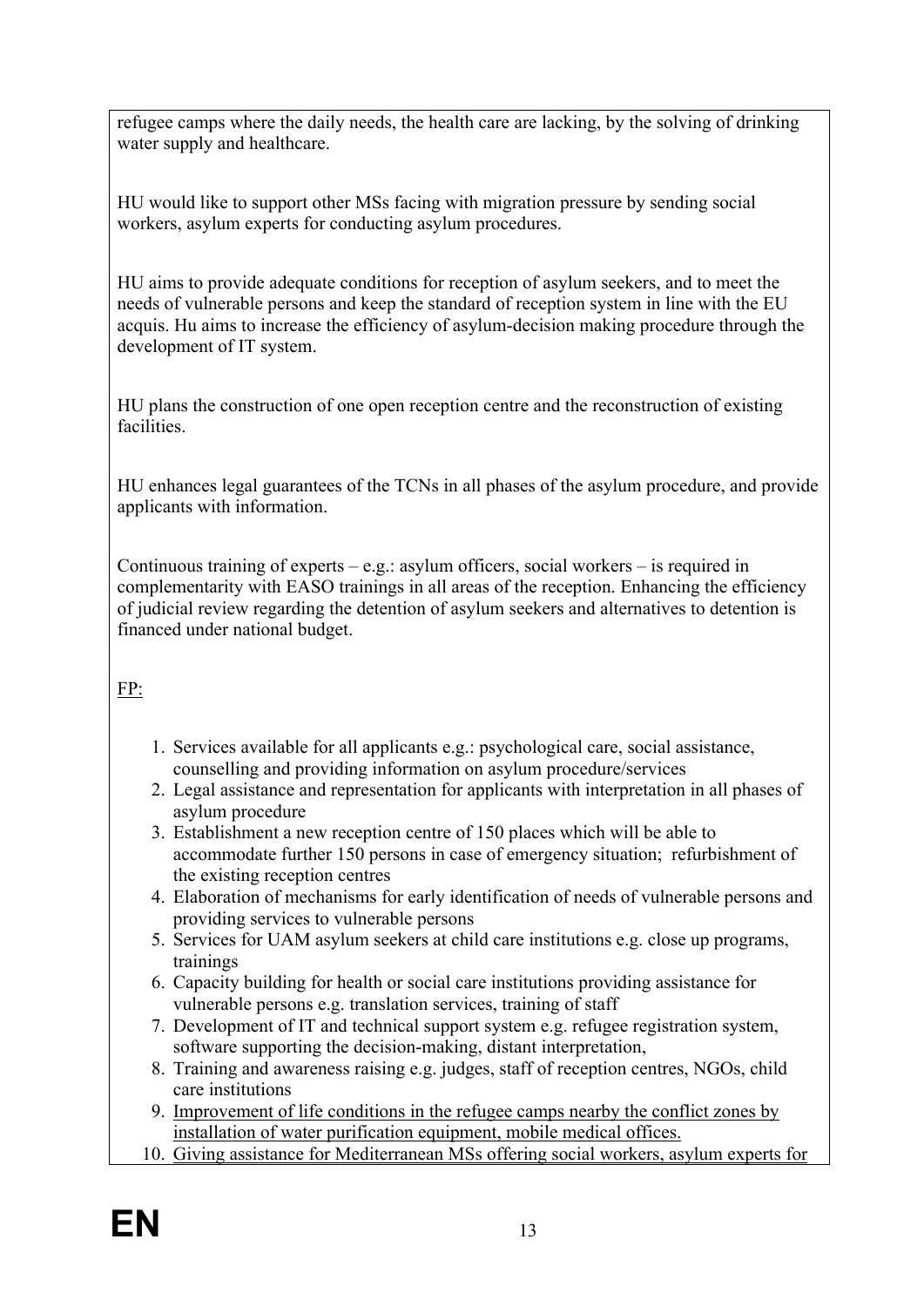refugee camps where the daily needs, the health care are lacking, by the solving of drinking water supply and healthcare.

HU would like to support other MSs facing with migration pressure by sending social workers, asylum experts for conducting asylum procedures.

HU aims to provide adequate conditions for reception of asylum seekers, and to meet the needs of vulnerable persons and keep the standard of reception system in line with the EU acquis. Hu aims to increase the efficiency of asylum-decision making procedure through the development of IT system.

HU plans the construction of one open reception centre and the reconstruction of existing facilities.

HU enhances legal guarantees of the TCNs in all phases of the asylum procedure, and provide applicants with information.

Continuous training of experts – e.g.: asylum officers, social workers – is required in complementarity with EASO trainings in all areas of the reception. Enhancing the efficiency of judicial review regarding the detention of asylum seekers and alternatives to detention is financed under national budget.

<u>FP:</u>

1. Services available for all applicants e.g.: psychological care, social assistance, counselling and providing information on asylum procedure/services
2. Legal assistance and representation for applicants with interpretation in all phases of asylum procedure
3. Establishment a new reception centre of 150 places which will be able to accommodate further 150 persons in case of emergency situation; refurbishment of the existing reception centres
4. Elaboration of mechanisms for early identification of needs of vulnerable persons and providing services to vulnerable persons
5. Services for UAM asylum seekers at child care institutions e.g. close up programs, trainings
6. Capacity building for health or social care institutions providing assistance for vulnerable persons e.g. translation services, training of staff
7. Development of IT and technical support system e.g. refugee registration system, software supporting the decision-making, distant interpretation,
8. Training and awareness raising e.g. judges, staff of reception centres, NGOs, child care institutions
9. <u>Improvement of life conditions in the refugee camps nearby the conflict zones by installation of water purification equipment, mobile medical offices.</u>
10. <u>Giving assistance for Mediterranean MSs offering social workers, asylum experts for</u>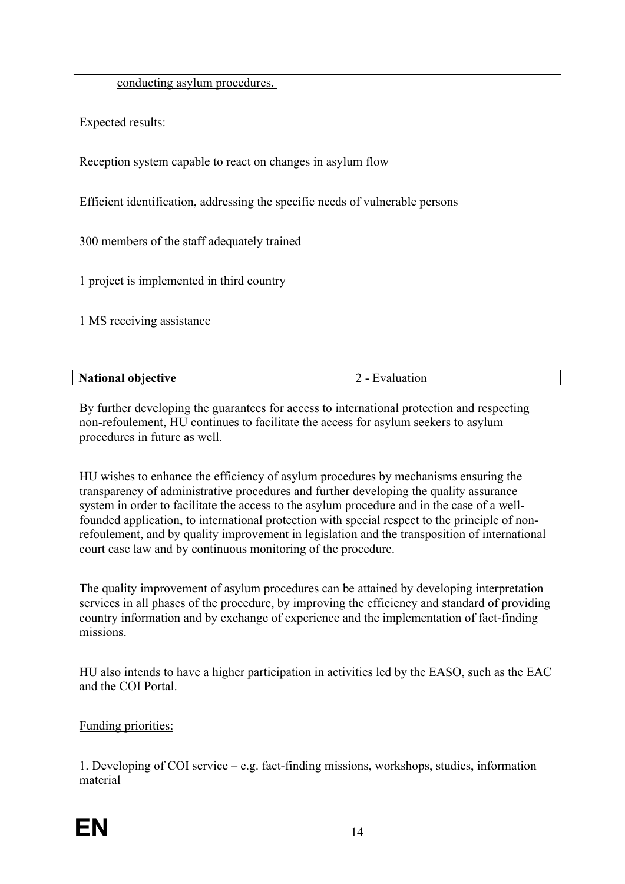conducting asylum procedures.

Expected results:

Reception system capable to react on changes in asylum flow

Efficient identification, addressing the specific needs of vulnerable persons

300 members of the staff adequately trained

1 project is implemented in third country

1 MS receiving assistance

| **National objective** | 2 - Evaluation |
|---|---|

By further developing the guarantees for access to international protection and respecting non-refoulement, HU continues to facilitate the access for asylum seekers to asylum procedures in future as well.

HU wishes to enhance the efficiency of asylum procedures by mechanisms ensuring the transparency of administrative procedures and further developing the quality assurance system in order to facilitate the access to the asylum procedure and in the case of a well-founded application, to international protection with special respect to the principle of non-refoulement, and by quality improvement in legislation and the transposition of international court case law and by continuous monitoring of the procedure.

The quality improvement of asylum procedures can be attained by developing interpretation services in all phases of the procedure, by improving the efficiency and standard of providing country information and by exchange of experience and the implementation of fact-finding missions.

HU also intends to have a higher participation in activities led by the EASO, such as the EAC and the COI Portal.

Funding priorities:

1. Developing of COI service – e.g. fact-finding missions, workshops, studies, information material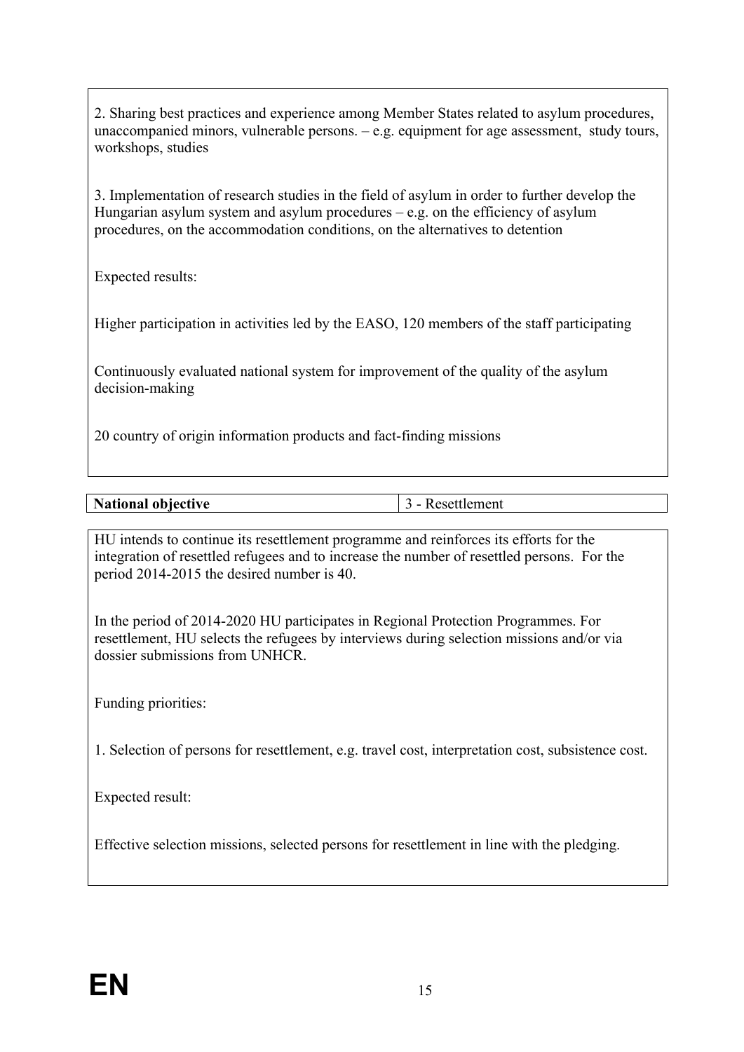2. Sharing best practices and experience among Member States related to asylum procedures, unaccompanied minors, vulnerable persons. – e.g. equipment for age assessment, study tours, workshops, studies

3. Implementation of research studies in the field of asylum in order to further develop the Hungarian asylum system and asylum procedures – e.g. on the efficiency of asylum procedures, on the accommodation conditions, on the alternatives to detention

Expected results:

Higher participation in activities led by the EASO, 120 members of the staff participating

Continuously evaluated national system for improvement of the quality of the asylum decision-making

20 country of origin information products and fact-finding missions

| **National objective** | 3 - Resettlement |
|---|---|

HU intends to continue its resettlement programme and reinforces its efforts for the integration of resettled refugees and to increase the number of resettled persons. For the period 2014-2015 the desired number is 40.

In the period of 2014-2020 HU participates in Regional Protection Programmes. For resettlement, HU selects the refugees by interviews during selection missions and/or via dossier submissions from UNHCR.

Funding priorities:

1. Selection of persons for resettlement, e.g. travel cost, interpretation cost, subsistence cost.

Expected result:

Effective selection missions, selected persons for resettlement in line with the pledging.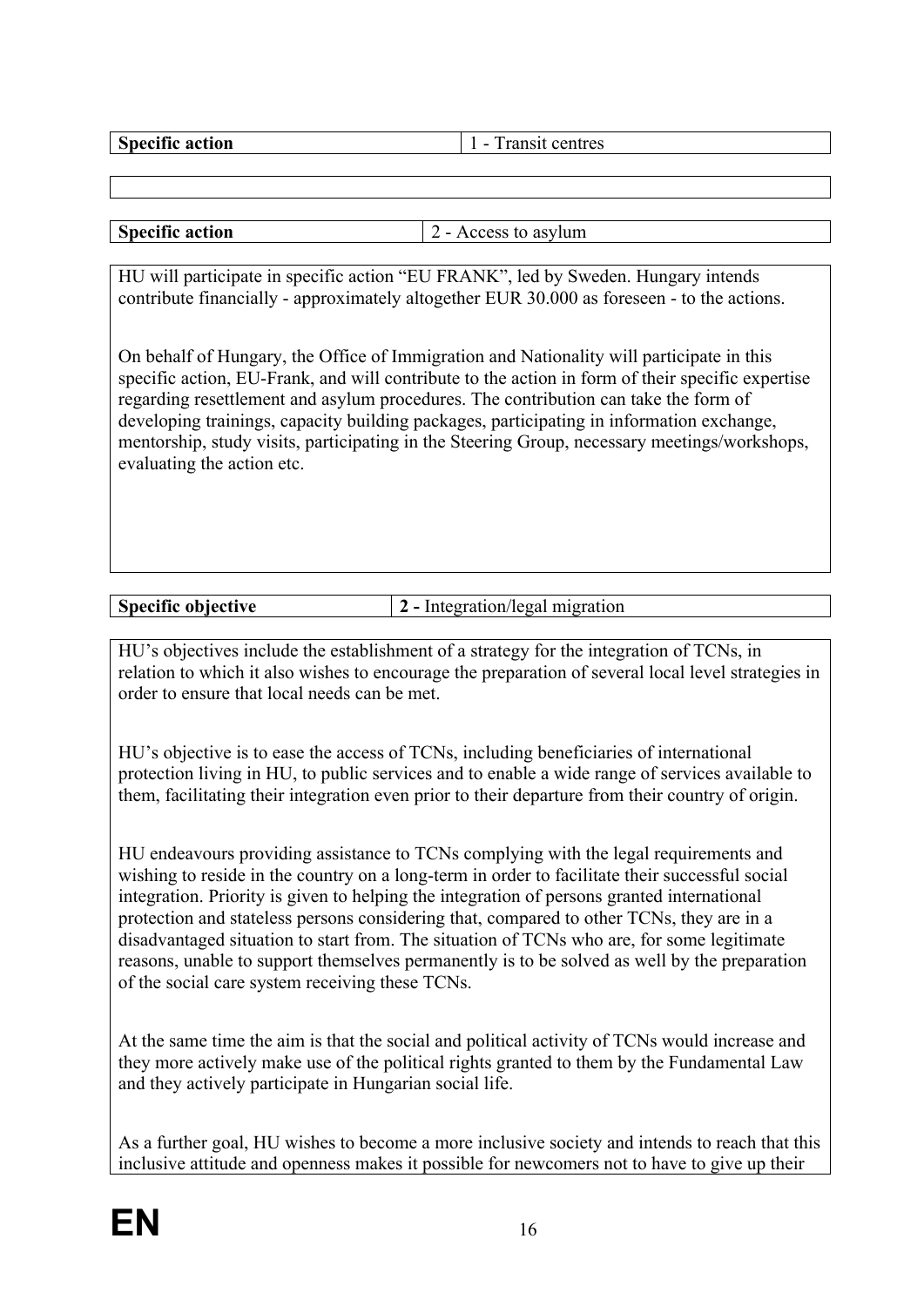| **Specific action** | 1 - Transit centres |
|---|---|

| **Specific action** | 2 - Access to asylum |
|---|---|

HU will participate in specific action "EU FRANK", led by Sweden. Hungary intends contribute financially - approximately altogether EUR 30.000 as foreseen - to the actions.

On behalf of Hungary, the Office of Immigration and Nationality will participate in this specific action, EU-Frank, and will contribute to the action in form of their specific expertise regarding resettlement and asylum procedures. The contribution can take the form of developing trainings, capacity building packages, participating in information exchange, mentorship, study visits, participating in the Steering Group, necessary meetings/workshops, evaluating the action etc.

| **Specific objective** | **2 -** Integration/legal migration |
|---|---|

HU's objectives include the establishment of a strategy for the integration of TCNs, in relation to which it also wishes to encourage the preparation of several local level strategies in order to ensure that local needs can be met.

HU's objective is to ease the access of TCNs, including beneficiaries of international protection living in HU, to public services and to enable a wide range of services available to them, facilitating their integration even prior to their departure from their country of origin.

HU endeavours providing assistance to TCNs complying with the legal requirements and wishing to reside in the country on a long-term in order to facilitate their successful social integration. Priority is given to helping the integration of persons granted international protection and stateless persons considering that, compared to other TCNs, they are in a disadvantaged situation to start from. The situation of TCNs who are, for some legitimate reasons, unable to support themselves permanently is to be solved as well by the preparation of the social care system receiving these TCNs.

At the same time the aim is that the social and political activity of TCNs would increase and they more actively make use of the political rights granted to them by the Fundamental Law and they actively participate in Hungarian social life.

As a further goal, HU wishes to become a more inclusive society and intends to reach that this inclusive attitude and openness makes it possible for newcomers not to have to give up their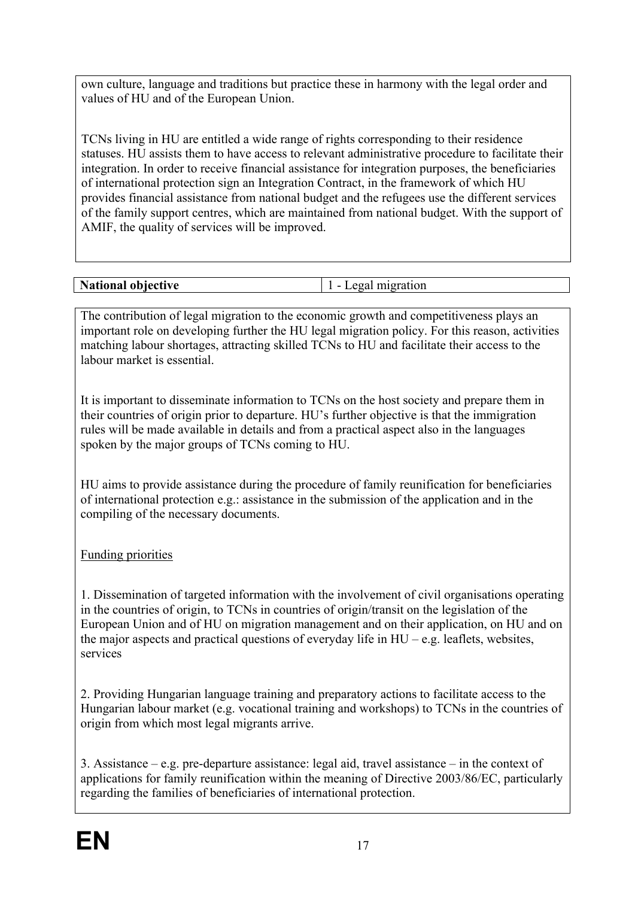own culture, language and traditions but practice these in harmony with the legal order and values of HU and of the European Union.

TCNs living in HU are entitled a wide range of rights corresponding to their residence statuses. HU assists them to have access to relevant administrative procedure to facilitate their integration. In order to receive financial assistance for integration purposes, the beneficiaries of international protection sign an Integration Contract, in the framework of which HU provides financial assistance from national budget and the refugees use the different services of the family support centres, which are maintained from national budget. With the support of AMIF, the quality of services will be improved.

| **National objective** | 1 - Legal migration |
| --- | --- |

The contribution of legal migration to the economic growth and competitiveness plays an important role on developing further the HU legal migration policy. For this reason, activities matching labour shortages, attracting skilled TCNs to HU and facilitate their access to the labour market is essential.

It is important to disseminate information to TCNs on the host society and prepare them in their countries of origin prior to departure. HU's further objective is that the immigration rules will be made available in details and from a practical aspect also in the languages spoken by the major groups of TCNs coming to HU.

HU aims to provide assistance during the procedure of family reunification for beneficiaries of international protection e.g.: assistance in the submission of the application and in the compiling of the necessary documents.

Funding priorities

1. Dissemination of targeted information with the involvement of civil organisations operating in the countries of origin, to TCNs in countries of origin/transit on the legislation of the European Union and of HU on migration management and on their application, on HU and on the major aspects and practical questions of everyday life in HU – e.g. leaflets, websites, services

2. Providing Hungarian language training and preparatory actions to facilitate access to the Hungarian labour market (e.g. vocational training and workshops) to TCNs in the countries of origin from which most legal migrants arrive.

3. Assistance – e.g. pre-departure assistance: legal aid, travel assistance – in the context of applications for family reunification within the meaning of Directive 2003/86/EC, particularly regarding the families of beneficiaries of international protection.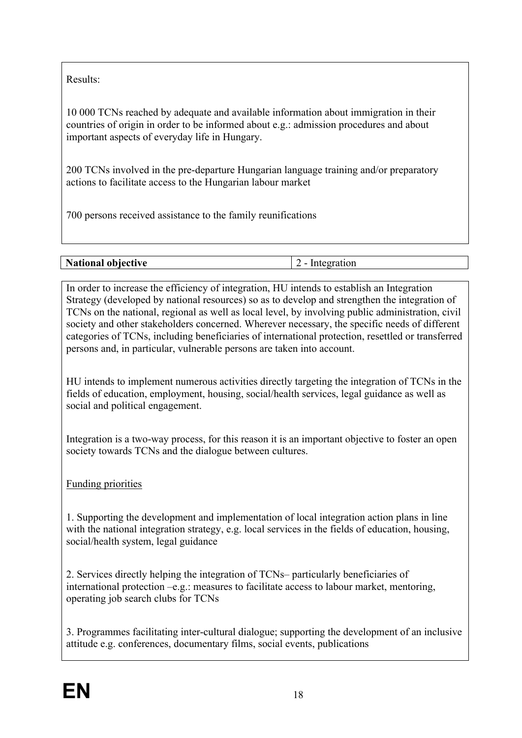Results:

10 000 TCNs reached by adequate and available information about immigration in their countries of origin in order to be informed about e.g.: admission procedures and about important aspects of everyday life in Hungary.

200 TCNs involved in the pre-departure Hungarian language training and/or preparatory actions to facilitate access to the Hungarian labour market

700 persons received assistance to the family reunifications

| **National objective** | 2 - Integration |
|---|---|

In order to increase the efficiency of integration, HU intends to establish an Integration Strategy (developed by national resources) so as to develop and strengthen the integration of TCNs on the national, regional as well as local level, by involving public administration, civil society and other stakeholders concerned. Wherever necessary, the specific needs of different categories of TCNs, including beneficiaries of international protection, resettled or transferred persons and, in particular, vulnerable persons are taken into account.

HU intends to implement numerous activities directly targeting the integration of TCNs in the fields of education, employment, housing, social/health services, legal guidance as well as social and political engagement.

Integration is a two-way process, for this reason it is an important objective to foster an open society towards TCNs and the dialogue between cultures.

Funding priorities

1. Supporting the development and implementation of local integration action plans in line with the national integration strategy, e.g. local services in the fields of education, housing, social/health system, legal guidance

2. Services directly helping the integration of TCNs– particularly beneficiaries of international protection –e.g.: measures to facilitate access to labour market, mentoring, operating job search clubs for TCNs

3. Programmes facilitating inter-cultural dialogue; supporting the development of an inclusive attitude e.g. conferences, documentary films, social events, publications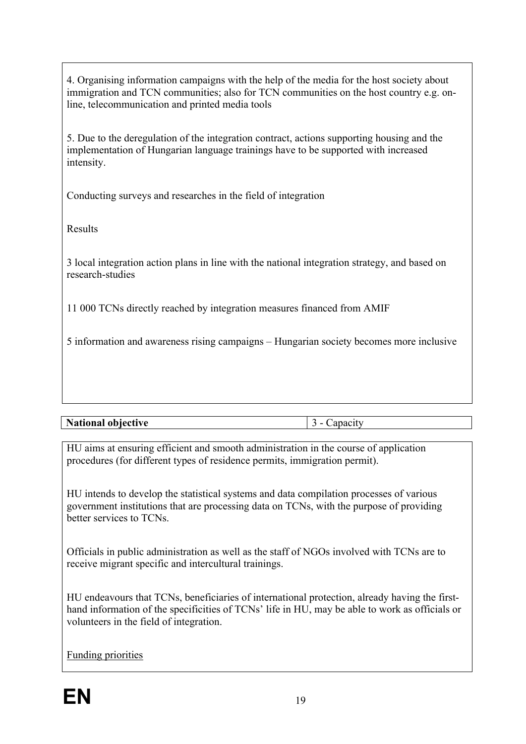4. Organising information campaigns with the help of the media for the host society about immigration and TCN communities; also for TCN communities on the host country e.g. on-line, telecommunication and printed media tools

5. Due to the deregulation of the integration contract, actions supporting housing and the implementation of Hungarian language trainings have to be supported with increased intensity.

Conducting surveys and researches in the field of integration

Results

3 local integration action plans in line with the national integration strategy, and based on research-studies

11 000 TCNs directly reached by integration measures financed from AMIF

5 information and awareness rising campaigns – Hungarian society becomes more inclusive

| **National objective** | 3 - Capacity |
|---|---|

HU aims at ensuring efficient and smooth administration in the course of application procedures (for different types of residence permits, immigration permit).

HU intends to develop the statistical systems and data compilation processes of various government institutions that are processing data on TCNs, with the purpose of providing better services to TCNs.

Officials in public administration as well as the staff of NGOs involved with TCNs are to receive migrant specific and intercultural trainings.

HU endeavours that TCNs, beneficiaries of international protection, already having the first-hand information of the specificities of TCNs' life in HU, may be able to work as officials or volunteers in the field of integration.

Funding priorities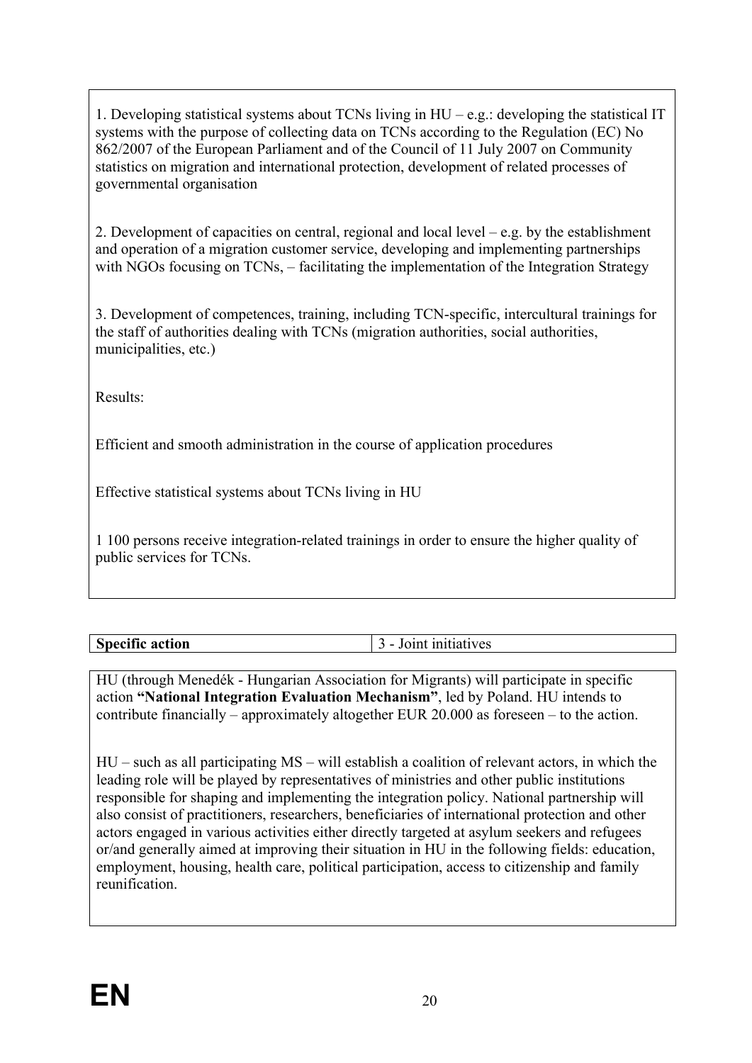1. Developing statistical systems about TCNs living in HU – e.g.: developing the statistical IT systems with the purpose of collecting data on TCNs according to the Regulation (EC) No 862/2007 of the European Parliament and of the Council of 11 July 2007 on Community statistics on migration and international protection, development of related processes of governmental organisation

2. Development of capacities on central, regional and local level – e.g. by the establishment and operation of a migration customer service, developing and implementing partnerships with NGOs focusing on TCNs, – facilitating the implementation of the Integration Strategy

3. Development of competences, training, including TCN-specific, intercultural trainings for the staff of authorities dealing with TCNs (migration authorities, social authorities, municipalities, etc.)

Results:

Efficient and smooth administration in the course of application procedures

Effective statistical systems about TCNs living in HU

1 100 persons receive integration-related trainings in order to ensure the higher quality of public services for TCNs.

| **Specific action** | 3 - Joint initiatives |
|---|---|

HU (through Menedék - Hungarian Association for Migrants) will participate in specific action **"National Integration Evaluation Mechanism"**, led by Poland. HU intends to contribute financially – approximately altogether EUR 20.000 as foreseen – to the action.

HU – such as all participating MS – will establish a coalition of relevant actors, in which the leading role will be played by representatives of ministries and other public institutions responsible for shaping and implementing the integration policy. National partnership will also consist of practitioners, researchers, beneficiaries of international protection and other actors engaged in various activities either directly targeted at asylum seekers and refugees or/and generally aimed at improving their situation in HU in the following fields: education, employment, housing, health care, political participation, access to citizenship and family reunification.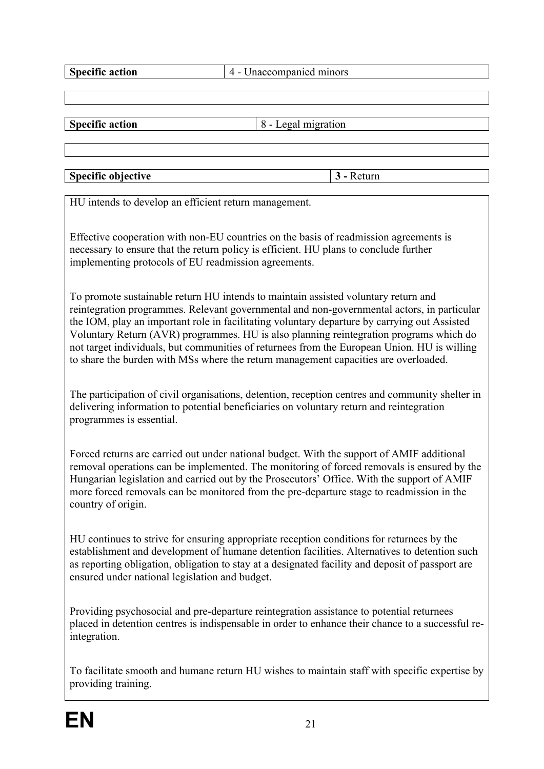| Specific action | 4 - Unaccompanied minors |
| --- | --- |

| |
| --- |

| Specific action | 8 - Legal migration |
| --- | --- |

| |
| --- |

| Specific objective | 3 - Return |
| --- | --- |

HU intends to develop an efficient return management.

Effective cooperation with non-EU countries on the basis of readmission agreements is necessary to ensure that the return policy is efficient. HU plans to conclude further implementing protocols of EU readmission agreements.

To promote sustainable return HU intends to maintain assisted voluntary return and reintegration programmes. Relevant governmental and non-governmental actors, in particular the IOM, play an important role in facilitating voluntary departure by carrying out Assisted Voluntary Return (AVR) programmes. HU is also planning reintegration programs which do not target individuals, but communities of returnees from the European Union. HU is willing to share the burden with MSs where the return management capacities are overloaded.

The participation of civil organisations, detention, reception centres and community shelter in delivering information to potential beneficiaries on voluntary return and reintegration programmes is essential.

Forced returns are carried out under national budget. With the support of AMIF additional removal operations can be implemented. The monitoring of forced removals is ensured by the Hungarian legislation and carried out by the Prosecutors' Office. With the support of AMIF more forced removals can be monitored from the pre-departure stage to readmission in the country of origin.

HU continues to strive for ensuring appropriate reception conditions for returnees by the establishment and development of humane detention facilities. Alternatives to detention such as reporting obligation, obligation to stay at a designated facility and deposit of passport are ensured under national legislation and budget.

Providing psychosocial and pre-departure reintegration assistance to potential returnees placed in detention centres is indispensable in order to enhance their chance to a successful re-integration.

To facilitate smooth and humane return HU wishes to maintain staff with specific expertise by providing training.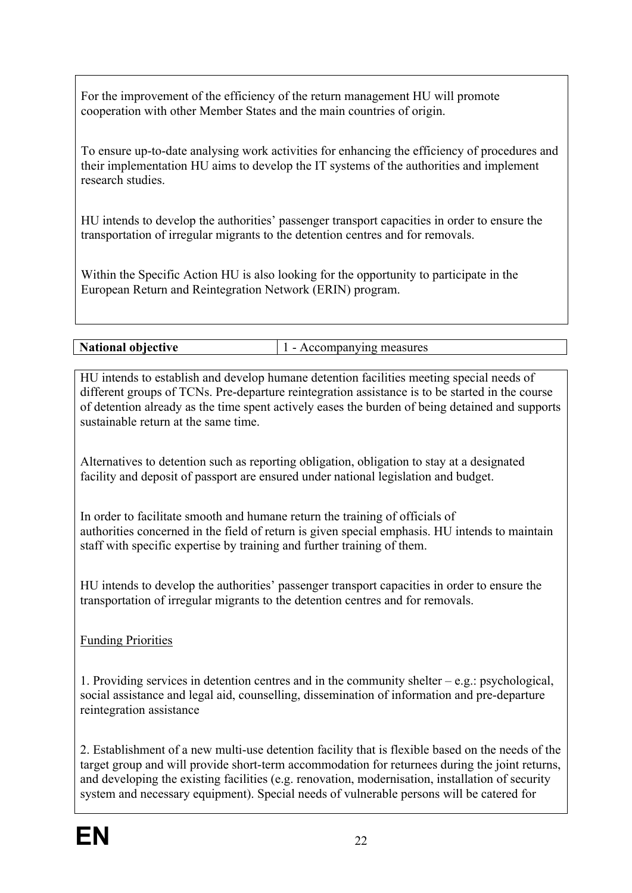For the improvement of the efficiency of the return management HU will promote cooperation with other Member States and the main countries of origin.

To ensure up-to-date analysing work activities for enhancing the efficiency of procedures and their implementation HU aims to develop the IT systems of the authorities and implement research studies.

HU intends to develop the authorities' passenger transport capacities in order to ensure the transportation of irregular migrants to the detention centres and for removals.

Within the Specific Action HU is also looking for the opportunity to participate in the European Return and Reintegration Network (ERIN) program.

| **National objective** | 1 - Accompanying measures |
|---|---|

HU intends to establish and develop humane detention facilities meeting special needs of different groups of TCNs. Pre-departure reintegration assistance is to be started in the course of detention already as the time spent actively eases the burden of being detained and supports sustainable return at the same time.

Alternatives to detention such as reporting obligation, obligation to stay at a designated facility and deposit of passport are ensured under national legislation and budget.

In order to facilitate smooth and humane return the training of officials of authorities concerned in the field of return is given special emphasis. HU intends to maintain staff with specific expertise by training and further training of them.

HU intends to develop the authorities' passenger transport capacities in order to ensure the transportation of irregular migrants to the detention centres and for removals.

Funding Priorities

1. Providing services in detention centres and in the community shelter – e.g.: psychological, social assistance and legal aid, counselling, dissemination of information and pre-departure reintegration assistance

2. Establishment of a new multi-use detention facility that is flexible based on the needs of the target group and will provide short-term accommodation for returnees during the joint returns, and developing the existing facilities (e.g. renovation, modernisation, installation of security system and necessary equipment). Special needs of vulnerable persons will be catered for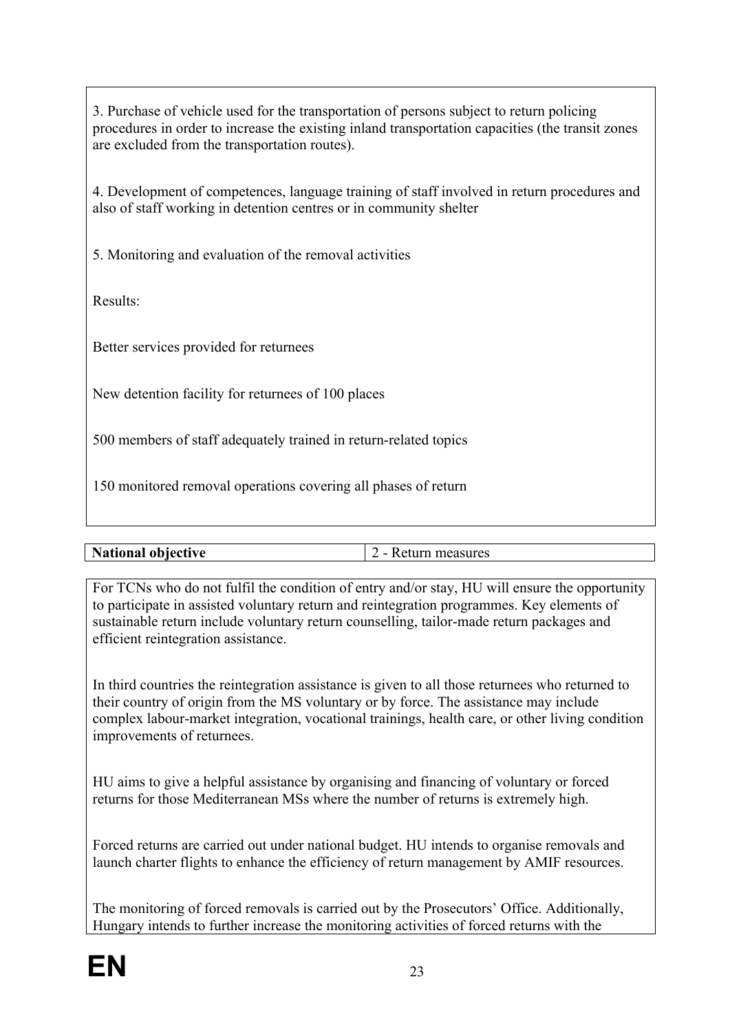3. Purchase of vehicle used for the transportation of persons subject to return policing procedures in order to increase the existing inland transportation capacities (the transit zones are excluded from the transportation routes).

4. Development of competences, language training of staff involved in return procedures and also of staff working in detention centres or in community shelter

5. Monitoring and evaluation of the removal activities

Results:

Better services provided for returnees

New detention facility for returnees of 100 places

500 members of staff adequately trained in return-related topics

150 monitored removal operations covering all phases of return

| **National objective** | 2 - Return measures |
|---|---|

For TCNs who do not fulfil the condition of entry and/or stay, HU will ensure the opportunity to participate in assisted voluntary return and reintegration programmes. Key elements of sustainable return include voluntary return counselling, tailor-made return packages and efficient reintegration assistance.

In third countries the reintegration assistance is given to all those returnees who returned to their country of origin from the MS voluntary or by force. The assistance may include complex labour-market integration, vocational trainings, health care, or other living condition improvements of returnees.

HU aims to give a helpful assistance by organising and financing of voluntary or forced returns for those Mediterranean MSs where the number of returns is extremely high.

Forced returns are carried out under national budget. HU intends to organise removals and launch charter flights to enhance the efficiency of return management by AMIF resources.

The monitoring of forced removals is carried out by the Prosecutors' Office. Additionally, Hungary intends to further increase the monitoring activities of forced returns with the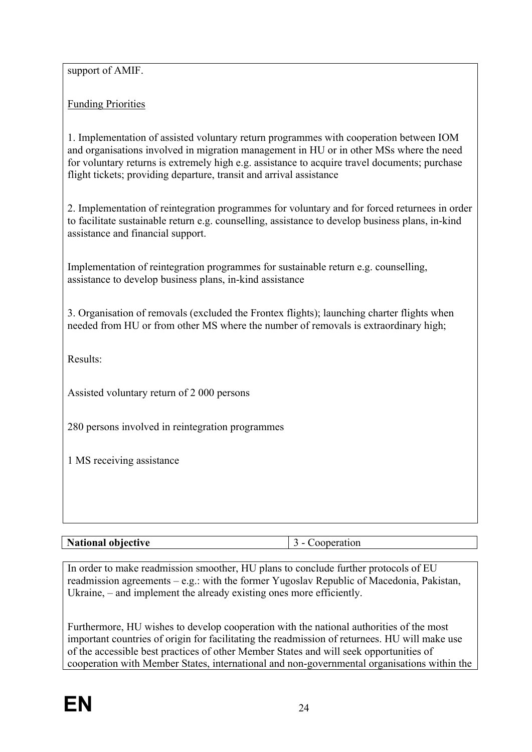support of AMIF.

Funding Priorities

1. Implementation of assisted voluntary return programmes with cooperation between IOM and organisations involved in migration management in HU or in other MSs where the need for voluntary returns is extremely high e.g. assistance to acquire travel documents; purchase flight tickets; providing departure, transit and arrival assistance

2. Implementation of reintegration programmes for voluntary and for forced returnees in order to facilitate sustainable return e.g. counselling, assistance to develop business plans, in-kind assistance and financial support.

Implementation of reintegration programmes for sustainable return e.g. counselling, assistance to develop business plans, in-kind assistance

3. Organisation of removals (excluded the Frontex flights); launching charter flights when needed from HU or from other MS where the number of removals is extraordinary high;

Results:

Assisted voluntary return of 2 000 persons

280 persons involved in reintegration programmes

1 MS receiving assistance

| **National objective** | 3 - Cooperation |
|---|---|

In order to make readmission smoother, HU plans to conclude further protocols of EU readmission agreements – e.g.: with the former Yugoslav Republic of Macedonia, Pakistan, Ukraine, – and implement the already existing ones more efficiently.

Furthermore, HU wishes to develop cooperation with the national authorities of the most important countries of origin for facilitating the readmission of returnees. HU will make use of the accessible best practices of other Member States and will seek opportunities of cooperation with Member States, international and non-governmental organisations within the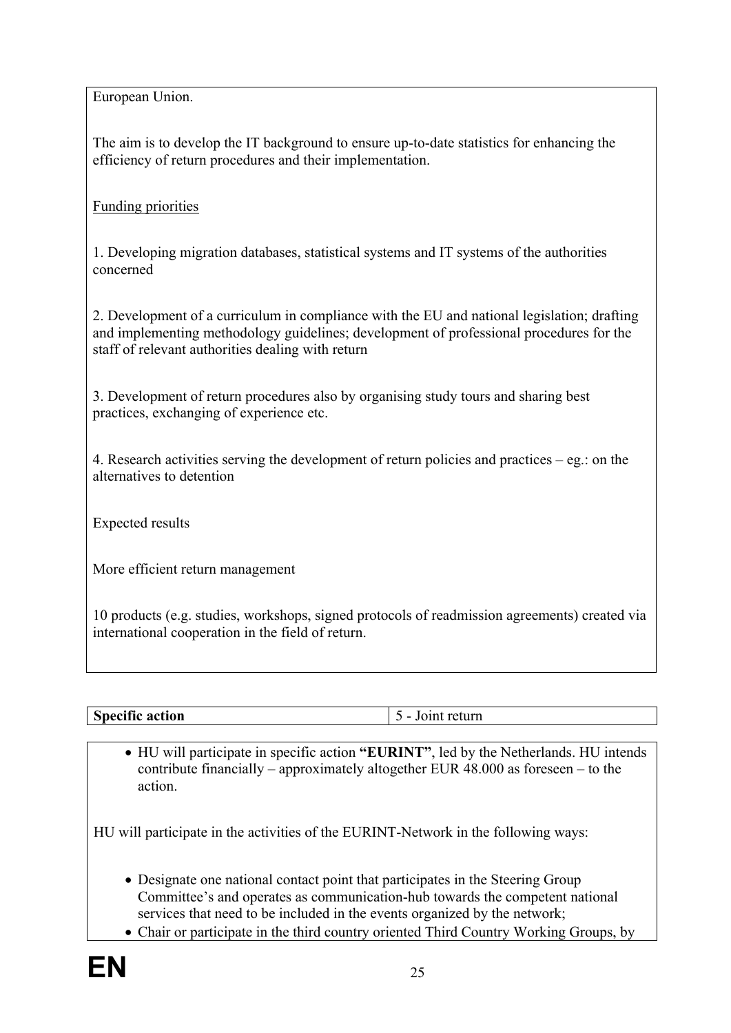European Union.

The aim is to develop the IT background to ensure up-to-date statistics for enhancing the efficiency of return procedures and their implementation.

Funding priorities

1. Developing migration databases, statistical systems and IT systems of the authorities concerned

2. Development of a curriculum in compliance with the EU and national legislation; drafting and implementing methodology guidelines; development of professional procedures for the staff of relevant authorities dealing with return

3. Development of return procedures also by organising study tours and sharing best practices, exchanging of experience etc.

4. Research activities serving the development of return policies and practices – eg.: on the alternatives to detention

Expected results

More efficient return management

10 products (e.g. studies, workshops, signed protocols of readmission agreements) created via international cooperation in the field of return.

| **Specific action** | 5 - Joint return |
|---|---|

- HU will participate in specific action **"EURINT"**, led by the Netherlands. HU intends contribute financially – approximately altogether EUR 48.000 as foreseen – to the action.

HU will participate in the activities of the EURINT-Network in the following ways:

- Designate one national contact point that participates in the Steering Group Committee's and operates as communication-hub towards the competent national services that need to be included in the events organized by the network;
- Chair or participate in the third country oriented Third Country Working Groups, by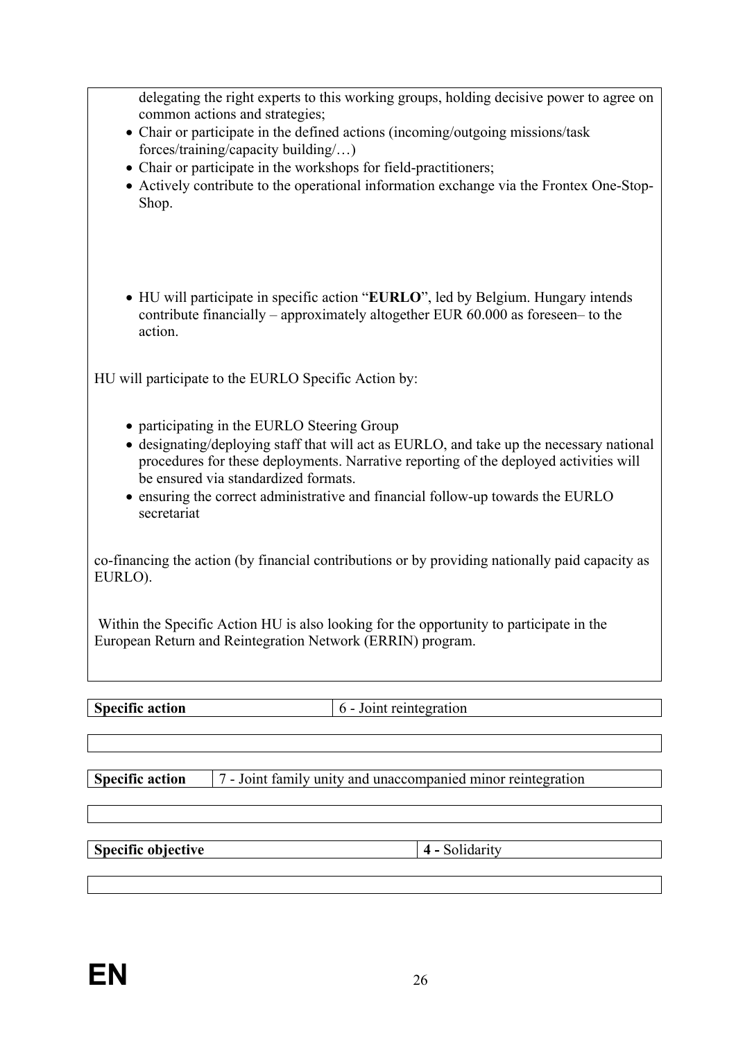delegating the right experts to this working groups, holding decisive power to agree on common actions and strategies;

- Chair or participate in the defined actions (incoming/outgoing missions/task forces/training/capacity building/…)
- Chair or participate in the workshops for field-practitioners;
- Actively contribute to the operational information exchange via the Frontex One-Stop-Shop.

- HU will participate in specific action "**EURLO**", led by Belgium. Hungary intends contribute financially – approximately altogether EUR 60.000 as foreseen– to the action.

HU will participate to the EURLO Specific Action by:

- participating in the EURLO Steering Group
- designating/deploying staff that will act as EURLO, and take up the necessary national procedures for these deployments. Narrative reporting of the deployed activities will be ensured via standardized formats.
- ensuring the correct administrative and financial follow-up towards the EURLO secretariat

co-financing the action (by financial contributions or by providing nationally paid capacity as EURLO).

Within the Specific Action HU is also looking for the opportunity to participate in the European Return and Reintegration Network (ERRIN) program.

| **Specific action** | 6 - Joint reintegration |
|---|---|

| **Specific action** | 7 - Joint family unity and unaccompanied minor reintegration |
|---|---|

| **Specific objective** | **4 -** Solidarity |
|---|---|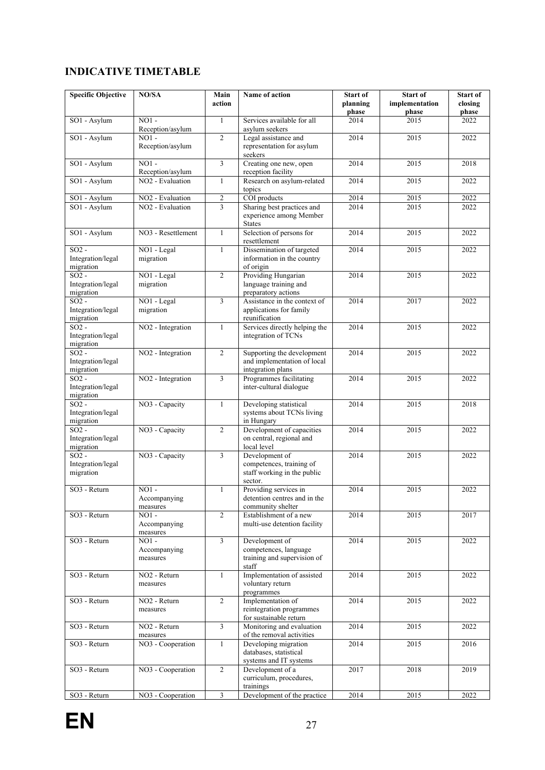## INDICATIVE TIMETABLE

| Specific Objective | NO/SA | Main action | Name of action | Start of planning phase | Start of implementation phase | Start of closing phase |
|---|---|---|---|---|---|---|
| SO1 - Asylum | NO1 - Reception/asylum | 1 | Services available for all asylum seekers | 2014 | 2015 | 2022 |
| SO1 - Asylum | NO1 - Reception/asylum | 2 | Legal assistance and representation for asylum seekers | 2014 | 2015 | 2022 |
| SO1 - Asylum | NO1 - Reception/asylum | 3 | Creating one new, open reception facility | 2014 | 2015 | 2018 |
| SO1 - Asylum | NO2 - Evaluation | 1 | Research on asylum-related topics | 2014 | 2015 | 2022 |
| SO1 - Asylum | NO2 - Evaluation | 2 | COI products | 2014 | 2015 | 2022 |
| SO1 - Asylum | NO2 - Evaluation | 3 | Sharing best practices and experience among Member States | 2014 | 2015 | 2022 |
| SO1 - Asylum | NO3 - Resettlement | 1 | Selection of persons for resettlement | 2014 | 2015 | 2022 |
| SO2 - Integration/legal migration | NO1 - Legal migration | 1 | Dissemination of targeted information in the country of origin | 2014 | 2015 | 2022 |
| SO2 - Integration/legal migration | NO1 - Legal migration | 2 | Providing Hungarian language training and preparatory actions | 2014 | 2015 | 2022 |
| SO2 - Integration/legal migration | NO1 - Legal migration | 3 | Assistance in the context of applications for family reunification | 2014 | 2017 | 2022 |
| SO2 - Integration/legal migration | NO2 - Integration | 1 | Services directly helping the integration of TCNs | 2014 | 2015 | 2022 |
| SO2 - Integration/legal migration | NO2 - Integration | 2 | Supporting the development and implementation of local integration plans | 2014 | 2015 | 2022 |
| SO2 - Integration/legal migration | NO2 - Integration | 3 | Programmes facilitating inter-cultural dialogue | 2014 | 2015 | 2022 |
| SO2 - Integration/legal migration | NO3 - Capacity | 1 | Developing statistical systems about TCNs living in Hungary | 2014 | 2015 | 2018 |
| SO2 - Integration/legal migration | NO3 - Capacity | 2 | Development of capacities on central, regional and local level | 2014 | 2015 | 2022 |
| SO2 - Integration/legal migration | NO3 - Capacity | 3 | Development of competences, training of staff working in the public sector. | 2014 | 2015 | 2022 |
| SO3 - Return | NO1 - Accompanying measures | 1 | Providing services in detention centres and in the community shelter | 2014 | 2015 | 2022 |
| SO3 - Return | NO1 - Accompanying measures | 2 | Establishment of a new multi-use detention facility | 2014 | 2015 | 2017 |
| SO3 - Return | NO1 - Accompanying measures | 3 | Development of competences, language training and supervision of staff | 2014 | 2015 | 2022 |
| SO3 - Return | NO2 - Return measures | 1 | Implementation of assisted voluntary return programmes | 2014 | 2015 | 2022 |
| SO3 - Return | NO2 - Return measures | 2 | Implementation of reintegration programmes for sustainable return | 2014 | 2015 | 2022 |
| SO3 - Return | NO2 - Return measures | 3 | Monitoring and evaluation of the removal activities | 2014 | 2015 | 2022 |
| SO3 - Return | NO3 - Cooperation | 1 | Developing migration databases, statistical systems and IT systems | 2014 | 2015 | 2016 |
| SO3 - Return | NO3 - Cooperation | 2 | Development of a curriculum, procedures, trainings | 2017 | 2018 | 2019 |
| SO3 - Return | NO3 - Cooperation | 3 | Development of the practice | 2014 | 2015 | 2022 |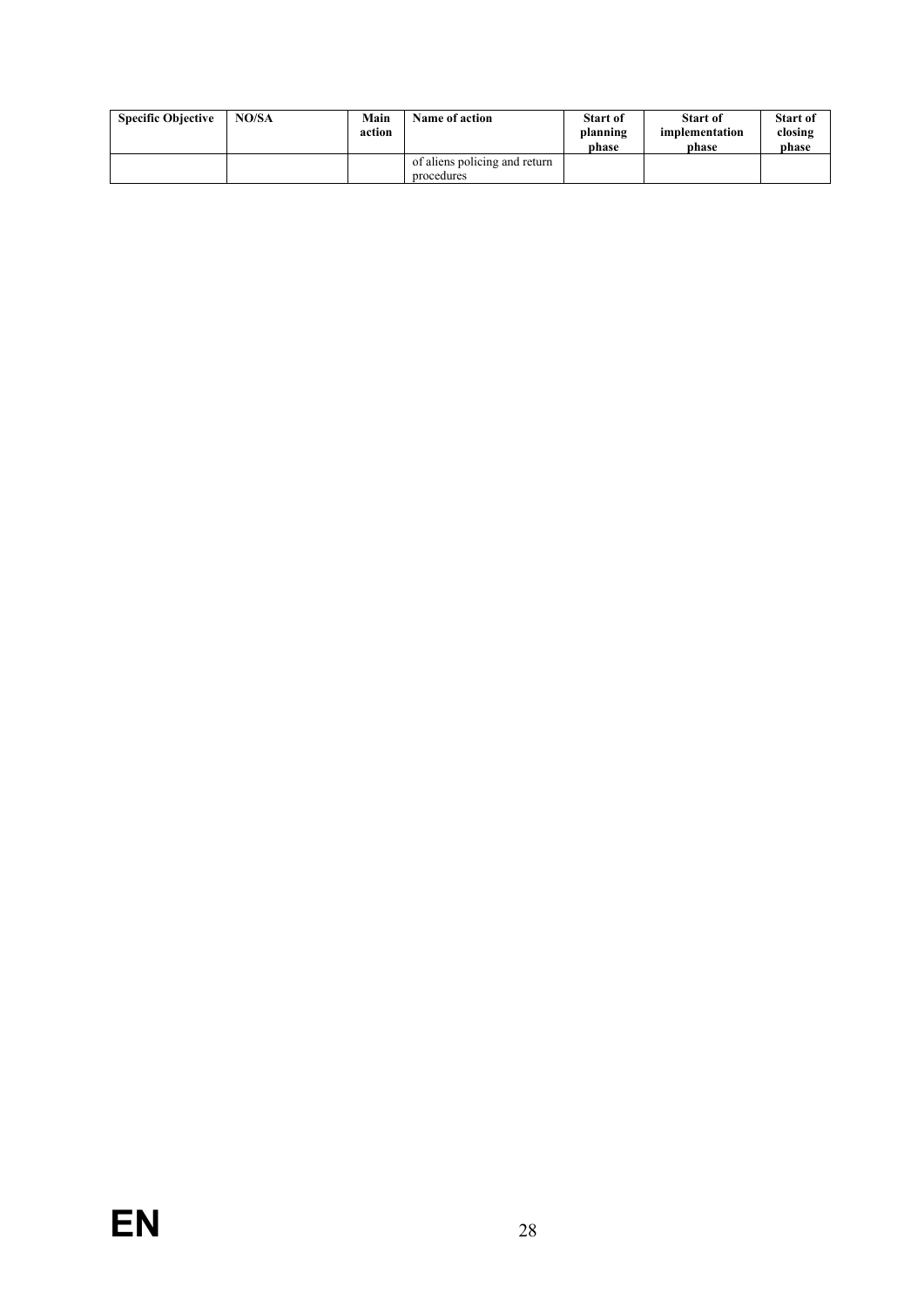| Specific Objective | NO/SA | Main action | Name of action | Start of planning phase | Start of implementation phase | Start of closing phase |
|---|---|---|---|---|---|---|
| | | | of aliens policing and return procedures | | | |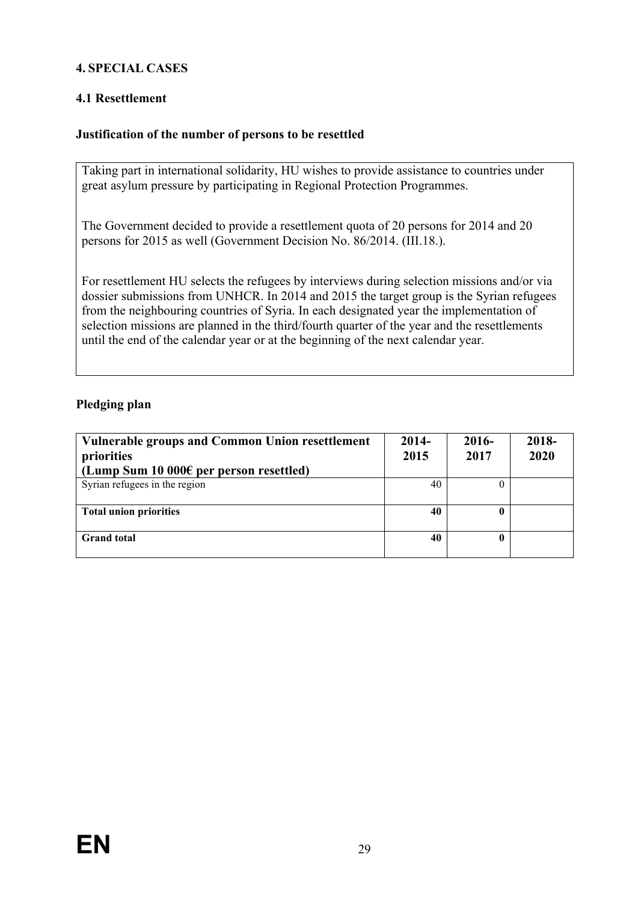## 4. SPECIAL CASES

### 4.1 Resettlement

**Justification of the number of persons to be resettled**

Taking part in international solidarity, HU wishes to provide assistance to countries under great asylum pressure by participating in Regional Protection Programmes.

The Government decided to provide a resettlement quota of 20 persons for 2014 and 20 persons for 2015 as well (Government Decision No. 86/2014. (III.18.).

For resettlement HU selects the refugees by interviews during selection missions and/or via dossier submissions from UNHCR. In 2014 and 2015 the target group is the Syrian refugees from the neighbouring countries of Syria. In each designated year the implementation of selection missions are planned in the third/fourth quarter of the year and the resettlements until the end of the calendar year or at the beginning of the next calendar year.

**Pledging plan**

| **Vulnerable groups and Common Union resettlement priorities (Lump Sum 10 000€ per person resettled)** | **2014-2015** | **2016-2017** | **2018-2020** |
|---|---|---|---|
| Syrian refugees in the region | 40 | 0 | |
| **Total union priorities** | **40** | **0** | |
| **Grand total** | **40** | **0** | |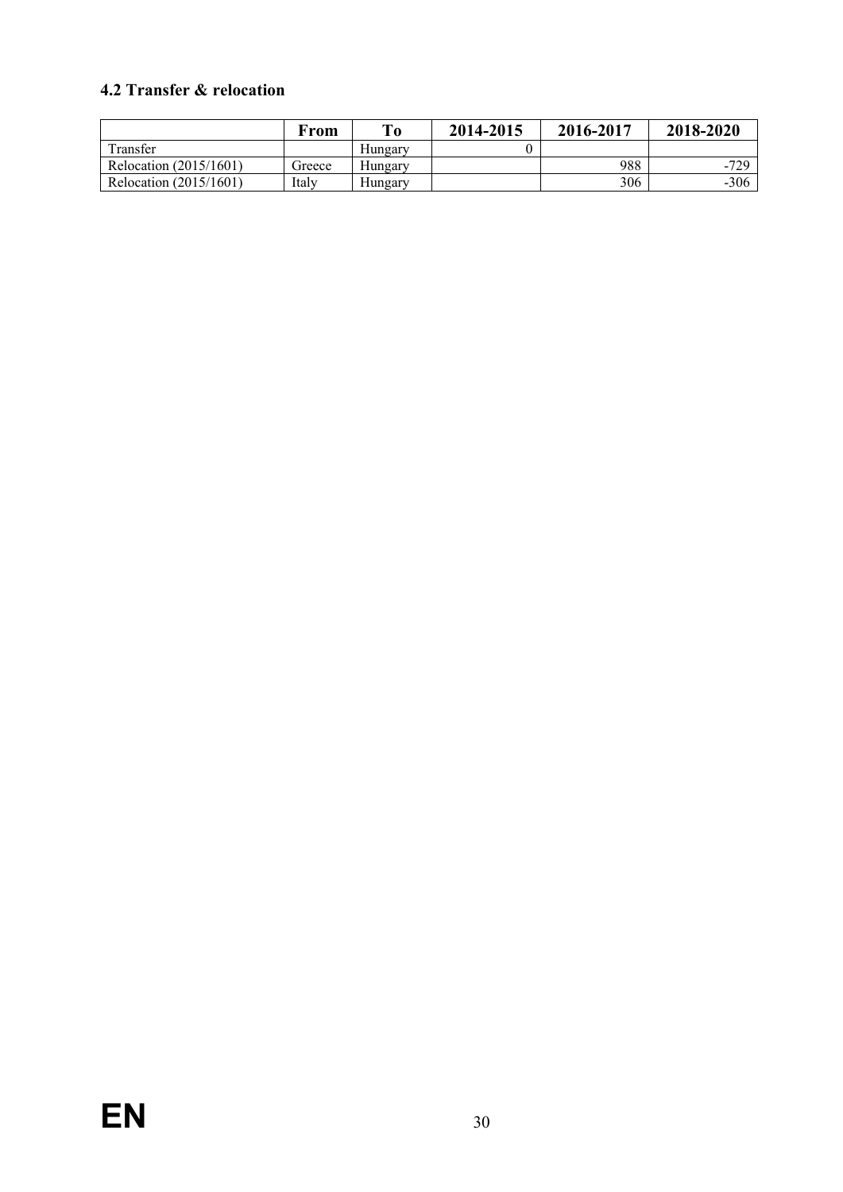### 4.2 Transfer & relocation

| | From | To | 2014-2015 | 2016-2017 | 2018-2020 |
|---|---|---|---|---|---|
| Transfer | | Hungary | 0 | | |
| Relocation (2015/1601) | Greece | Hungary | | 988 | -729 |
| Relocation (2015/1601) | Italy | Hungary | | 306 | -306 |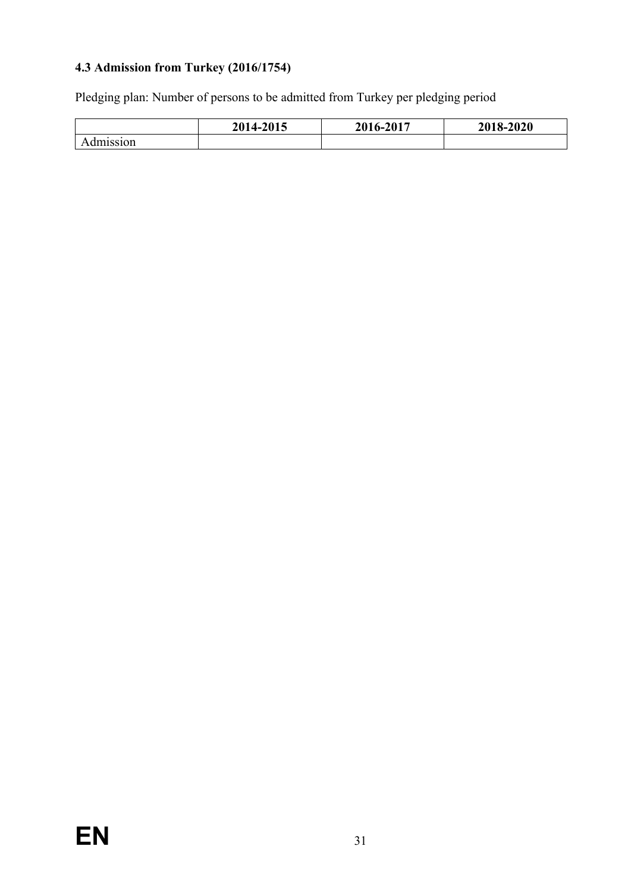### 4.3 Admission from Turkey (2016/1754)

Pledging plan: Number of persons to be admitted from Turkey per pledging period

| | 2014-2015 | 2016-2017 | 2018-2020 |
|---|---|---|---|
| Admission | | | |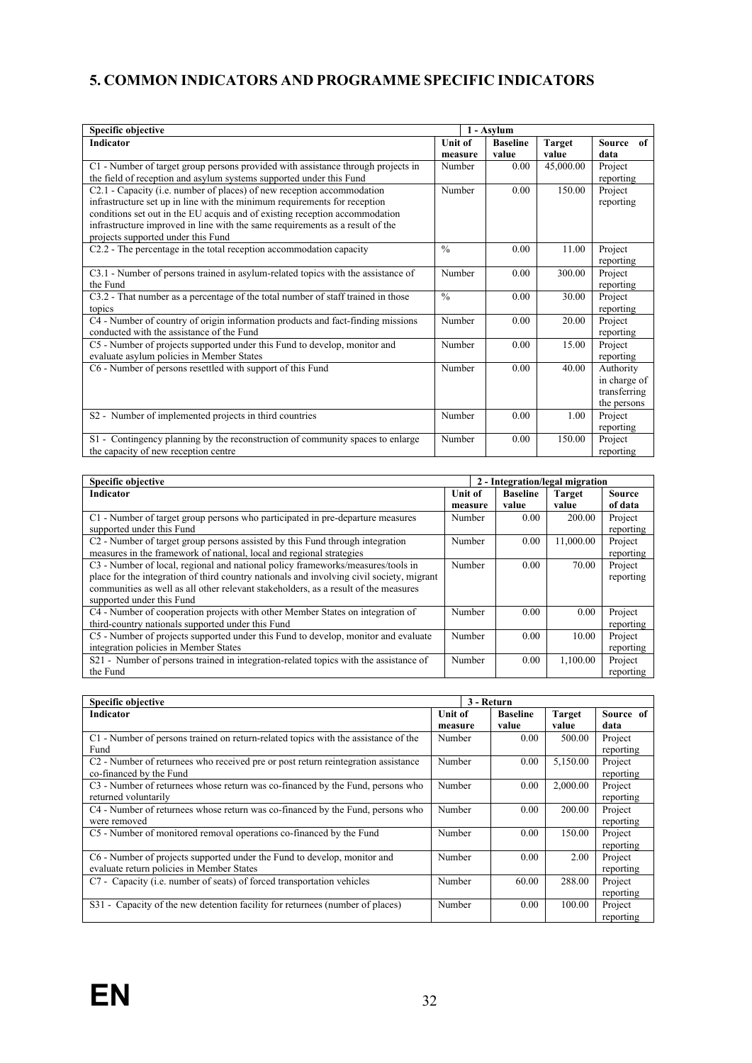## 5. COMMON INDICATORS AND PROGRAMME SPECIFIC INDICATORS

| Specific objective | 1 - Asylum | | | |
|---|---|---|---|---|
| **Indicator** | **Unit of measure** | **Baseline value** | **Target value** | **Source of data** |
| C1 - Number of target group persons provided with assistance through projects in the field of reception and asylum systems supported under this Fund | Number | 0.00 | 45,000.00 | Project reporting |
| C2.1 - Capacity (i.e. number of places) of new reception accommodation infrastructure set up in line with the minimum requirements for reception conditions set out in the EU acquis and of existing reception accommodation infrastructure improved in line with the same requirements as a result of the projects supported under this Fund | Number | 0.00 | 150.00 | Project reporting |
| C2.2 - The percentage in the total reception accommodation capacity | % | 0.00 | 11.00 | Project reporting |
| C3.1 - Number of persons trained in asylum-related topics with the assistance of the Fund | Number | 0.00 | 300.00 | Project reporting |
| C3.2 - That number as a percentage of the total number of staff trained in those topics | % | 0.00 | 30.00 | Project reporting |
| C4 - Number of country of origin information products and fact-finding missions conducted with the assistance of the Fund | Number | 0.00 | 20.00 | Project reporting |
| C5 - Number of projects supported under this Fund to develop, monitor and evaluate asylum policies in Member States | Number | 0.00 | 15.00 | Project reporting |
| C6 - Number of persons resettled with support of this Fund | Number | 0.00 | 40.00 | Authority in charge of transferring the persons |
| S2 - Number of implemented projects in third countries | Number | 0.00 | 1.00 | Project reporting |
| S1 - Contingency planning by the reconstruction of community spaces to enlarge the capacity of new reception centre | Number | 0.00 | 150.00 | Project reporting |

| Specific objective | 2 - Integration/legal migration | | | |
|---|---|---|---|---|
| **Indicator** | **Unit of measure** | **Baseline value** | **Target value** | **Source of data** |
| C1 - Number of target group persons who participated in pre-departure measures supported under this Fund | Number | 0.00 | 200.00 | Project reporting |
| C2 - Number of target group persons assisted by this Fund through integration measures in the framework of national, local and regional strategies | Number | 0.00 | 11,000.00 | Project reporting |
| C3 - Number of local, regional and national policy frameworks/measures/tools in place for the integration of third country nationals and involving civil society, migrant communities as well as all other relevant stakeholders, as a result of the measures supported under this Fund | Number | 0.00 | 70.00 | Project reporting |
| C4 - Number of cooperation projects with other Member States on integration of third-country nationals supported under this Fund | Number | 0.00 | 0.00 | Project reporting |
| C5 - Number of projects supported under this Fund to develop, monitor and evaluate integration policies in Member States | Number | 0.00 | 10.00 | Project reporting |
| S21 - Number of persons trained in integration-related topics with the assistance of the Fund | Number | 0.00 | 1,100.00 | Project reporting |

| Specific objective | 3 - Return | | | |
|---|---|---|---|---|
| **Indicator** | **Unit of measure** | **Baseline value** | **Target value** | **Source of data** |
| C1 - Number of persons trained on return-related topics with the assistance of the Fund | Number | 0.00 | 500.00 | Project reporting |
| C2 - Number of returnees who received pre or post return reintegration assistance co-financed by the Fund | Number | 0.00 | 5,150.00 | Project reporting |
| C3 - Number of returnees whose return was co-financed by the Fund, persons who returned voluntarily | Number | 0.00 | 2,000.00 | Project reporting |
| C4 - Number of returnees whose return was co-financed by the Fund, persons who were removed | Number | 0.00 | 200.00 | Project reporting |
| C5 - Number of monitored removal operations co-financed by the Fund | Number | 0.00 | 150.00 | Project reporting |
| C6 - Number of projects supported under the Fund to develop, monitor and evaluate return policies in Member States | Number | 0.00 | 2.00 | Project reporting |
| C7 - Capacity (i.e. number of seats) of forced transportation vehicles | Number | 60.00 | 288.00 | Project reporting |
| S31 - Capacity of the new detention facility for returnees (number of places) | Number | 0.00 | 100.00 | Project reporting |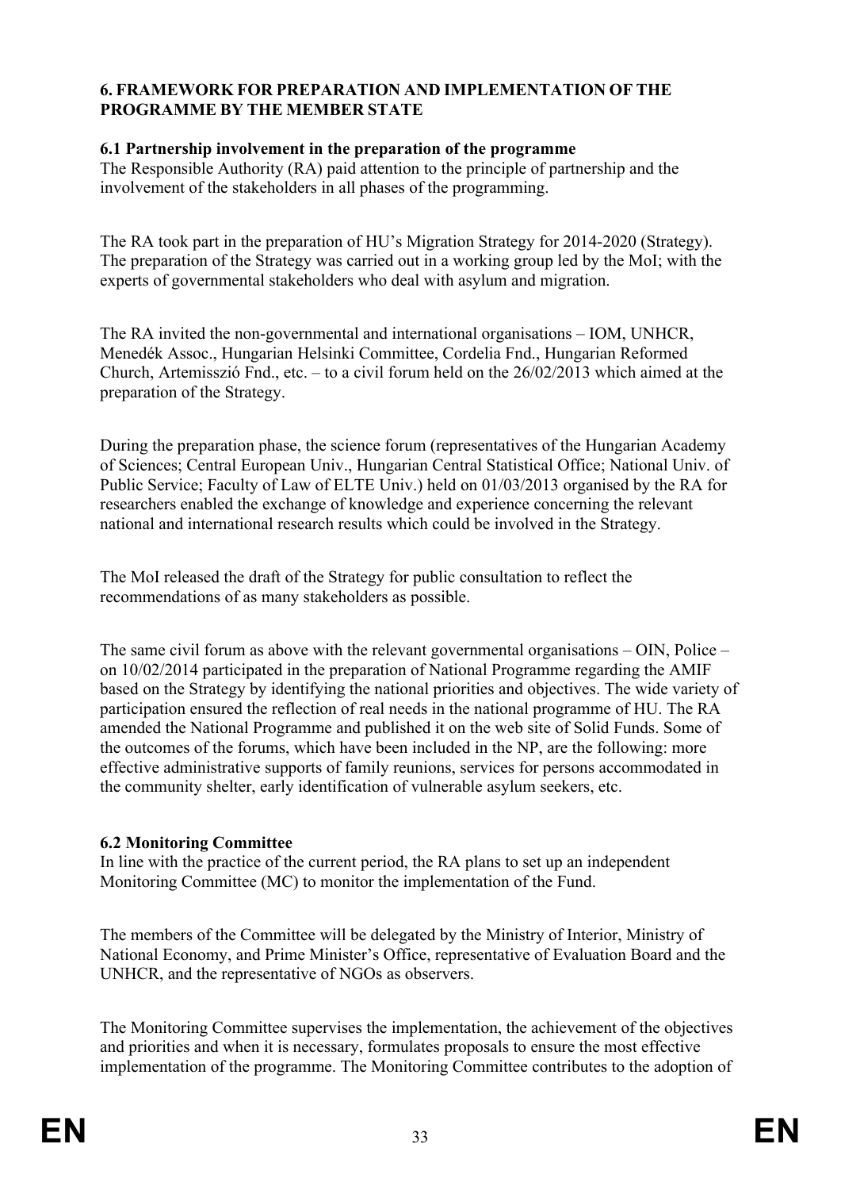## 6. FRAMEWORK FOR PREPARATION AND IMPLEMENTATION OF THE PROGRAMME BY THE MEMBER STATE

### 6.1 Partnership involvement in the preparation of the programme

The Responsible Authority (RA) paid attention to the principle of partnership and the involvement of the stakeholders in all phases of the programming.

The RA took part in the preparation of HU's Migration Strategy for 2014-2020 (Strategy). The preparation of the Strategy was carried out in a working group led by the MoI; with the experts of governmental stakeholders who deal with asylum and migration.

The RA invited the non-governmental and international organisations – IOM, UNHCR, Menedék Assoc., Hungarian Helsinki Committee, Cordelia Fnd., Hungarian Reformed Church, Artemisszió Fnd., etc. – to a civil forum held on the 26/02/2013 which aimed at the preparation of the Strategy.

During the preparation phase, the science forum (representatives of the Hungarian Academy of Sciences; Central European Univ., Hungarian Central Statistical Office; National Univ. of Public Service; Faculty of Law of ELTE Univ.) held on 01/03/2013 organised by the RA for researchers enabled the exchange of knowledge and experience concerning the relevant national and international research results which could be involved in the Strategy.

The MoI released the draft of the Strategy for public consultation to reflect the recommendations of as many stakeholders as possible.

The same civil forum as above with the relevant governmental organisations – OIN, Police – on 10/02/2014 participated in the preparation of National Programme regarding the AMIF based on the Strategy by identifying the national priorities and objectives. The wide variety of participation ensured the reflection of real needs in the national programme of HU. The RA amended the National Programme and published it on the web site of Solid Funds. Some of the outcomes of the forums, which have been included in the NP, are the following: more effective administrative supports of family reunions, services for persons accommodated in the community shelter, early identification of vulnerable asylum seekers, etc.

### 6.2 Monitoring Committee

In line with the practice of the current period, the RA plans to set up an independent Monitoring Committee (MC) to monitor the implementation of the Fund.

The members of the Committee will be delegated by the Ministry of Interior, Ministry of National Economy, and Prime Minister's Office, representative of Evaluation Board and the UNHCR, and the representative of NGOs as observers.

The Monitoring Committee supervises the implementation, the achievement of the objectives and priorities and when it is necessary, formulates proposals to ensure the most effective implementation of the programme. The Monitoring Committee contributes to the adoption of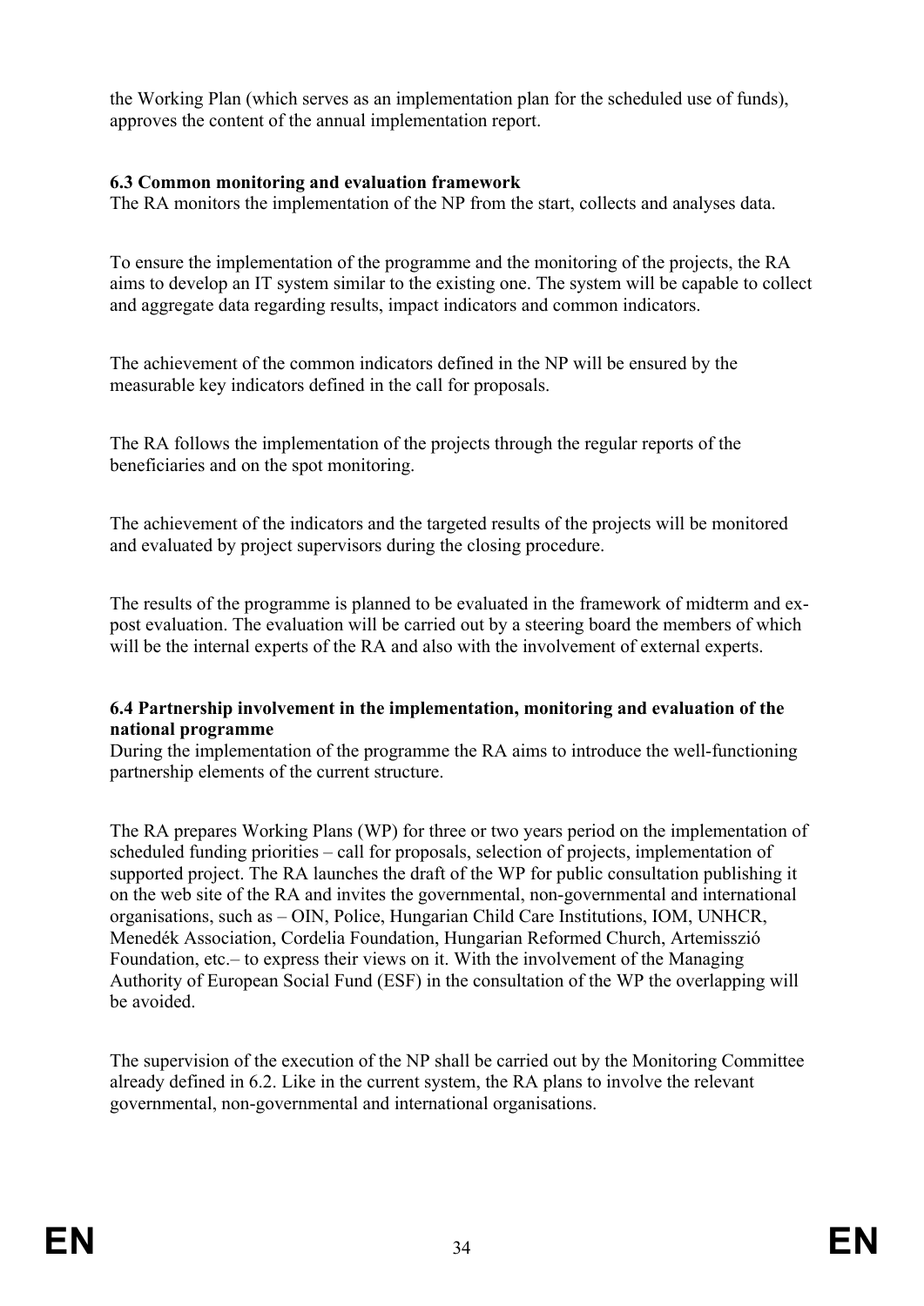the Working Plan (which serves as an implementation plan for the scheduled use of funds), approves the content of the annual implementation report.

### 6.3 Common monitoring and evaluation framework

The RA monitors the implementation of the NP from the start, collects and analyses data.

To ensure the implementation of the programme and the monitoring of the projects, the RA aims to develop an IT system similar to the existing one. The system will be capable to collect and aggregate data regarding results, impact indicators and common indicators.

The achievement of the common indicators defined in the NP will be ensured by the measurable key indicators defined in the call for proposals.

The RA follows the implementation of the projects through the regular reports of the beneficiaries and on the spot monitoring.

The achievement of the indicators and the targeted results of the projects will be monitored and evaluated by project supervisors during the closing procedure.

The results of the programme is planned to be evaluated in the framework of midterm and ex-post evaluation. The evaluation will be carried out by a steering board the members of which will be the internal experts of the RA and also with the involvement of external experts.

### 6.4 Partnership involvement in the implementation, monitoring and evaluation of the national programme

During the implementation of the programme the RA aims to introduce the well-functioning partnership elements of the current structure.

The RA prepares Working Plans (WP) for three or two years period on the implementation of scheduled funding priorities – call for proposals, selection of projects, implementation of supported project. The RA launches the draft of the WP for public consultation publishing it on the web site of the RA and invites the governmental, non-governmental and international organisations, such as – OIN, Police, Hungarian Child Care Institutions, IOM, UNHCR, Menedék Association, Cordelia Foundation, Hungarian Reformed Church, Artemisszió Foundation, etc.– to express their views on it. With the involvement of the Managing Authority of European Social Fund (ESF) in the consultation of the WP the overlapping will be avoided.

The supervision of the execution of the NP shall be carried out by the Monitoring Committee already defined in 6.2. Like in the current system, the RA plans to involve the relevant governmental, non-governmental and international organisations.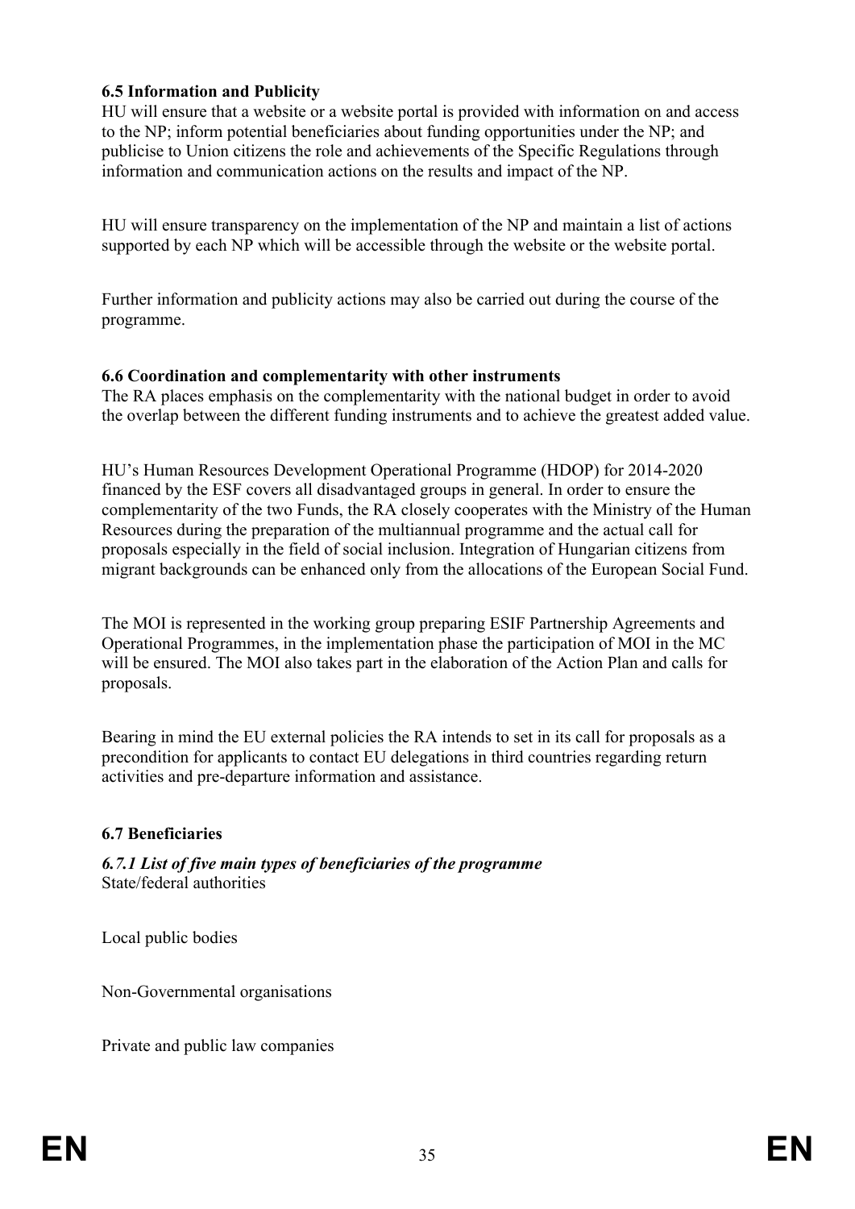### 6.5 Information and Publicity

HU will ensure that a website or a website portal is provided with information on and access to the NP; inform potential beneficiaries about funding opportunities under the NP; and publicise to Union citizens the role and achievements of the Specific Regulations through information and communication actions on the results and impact of the NP.

HU will ensure transparency on the implementation of the NP and maintain a list of actions supported by each NP which will be accessible through the website or the website portal.

Further information and publicity actions may also be carried out during the course of the programme.

### 6.6 Coordination and complementarity with other instruments

The RA places emphasis on the complementarity with the national budget in order to avoid the overlap between the different funding instruments and to achieve the greatest added value.

HU's Human Resources Development Operational Programme (HDOP) for 2014-2020 financed by the ESF covers all disadvantaged groups in general. In order to ensure the complementarity of the two Funds, the RA closely cooperates with the Ministry of the Human Resources during the preparation of the multiannual programme and the actual call for proposals especially in the field of social inclusion. Integration of Hungarian citizens from migrant backgrounds can be enhanced only from the allocations of the European Social Fund.

The MOI is represented in the working group preparing ESIF Partnership Agreements and Operational Programmes, in the implementation phase the participation of MOI in the MC will be ensured. The MOI also takes part in the elaboration of the Action Plan and calls for proposals.

Bearing in mind the EU external policies the RA intends to set in its call for proposals as a precondition for applicants to contact EU delegations in third countries regarding return activities and pre-departure information and assistance.

### 6.7 Beneficiaries

#### *6.7.1 List of five main types of beneficiaries of the programme*

State/federal authorities

Local public bodies

Non-Governmental organisations

Private and public law companies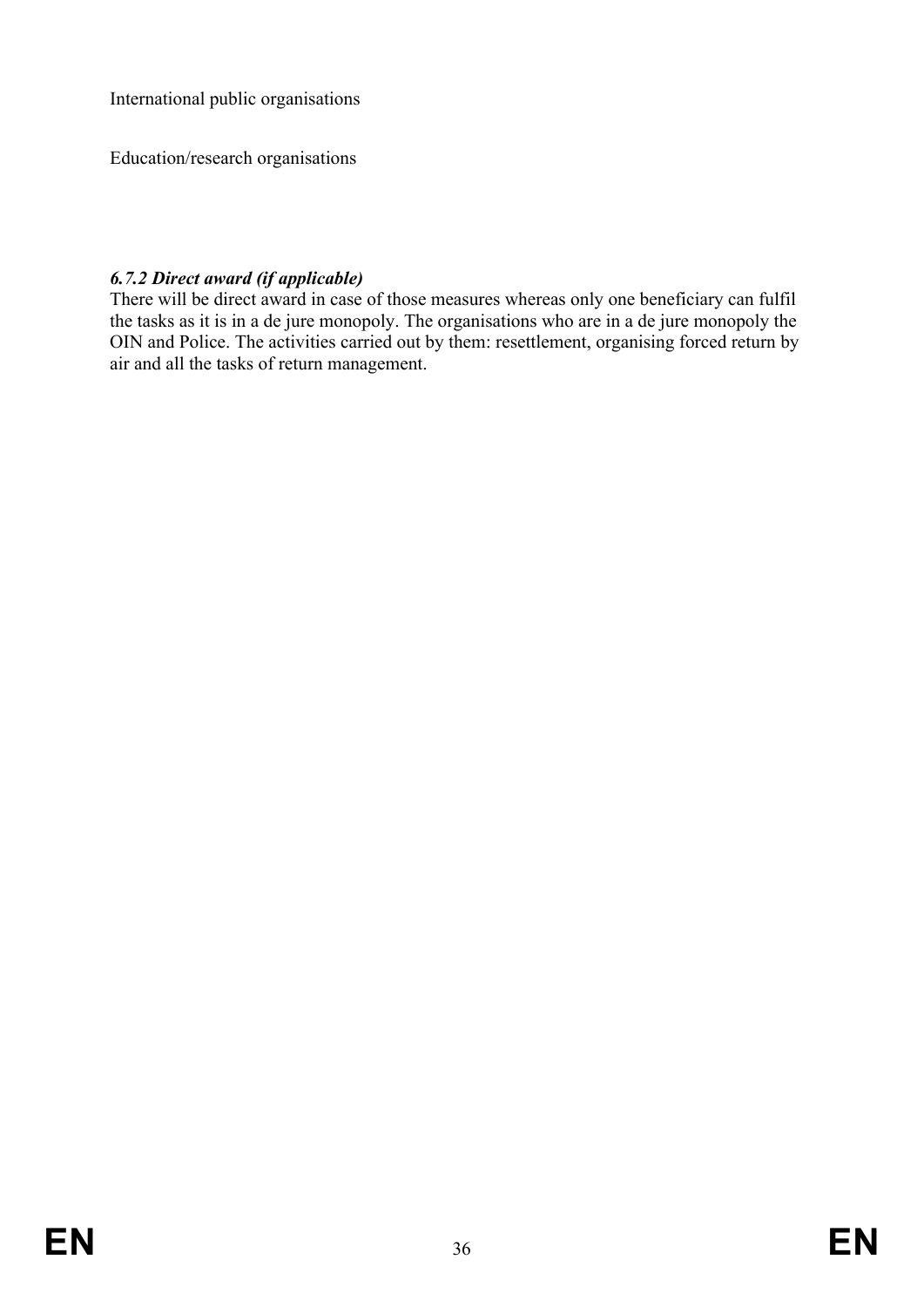International public organisations

Education/research organisations

#### *6.7.2 Direct award (if applicable)*

There will be direct award in case of those measures whereas only one beneficiary can fulfil the tasks as it is in a de jure monopoly. The organisations who are in a de jure monopoly the OIN and Police. The activities carried out by them: resettlement, organising forced return by air and all the tasks of return management.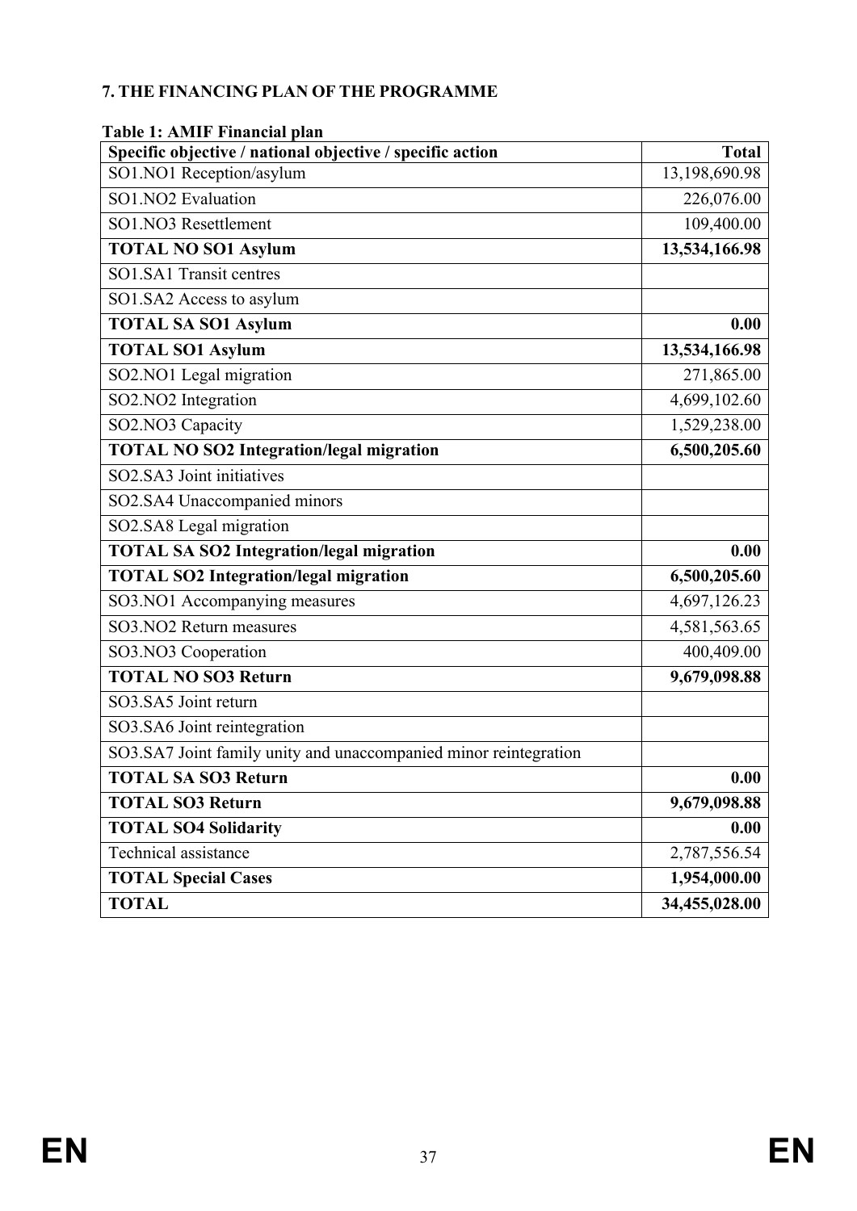## 7. THE FINANCING PLAN OF THE PROGRAMME

**Table 1: AMIF Financial plan**

| Specific objective / national objective / specific action | Total |
|---|---|
| SO1.NO1 Reception/asylum | 13,198,690.98 |
| SO1.NO2 Evaluation | 226,076.00 |
| SO1.NO3 Resettlement | 109,400.00 |
| **TOTAL NO SO1 Asylum** | **13,534,166.98** |
| SO1.SA1 Transit centres | |
| SO1.SA2 Access to asylum | |
| **TOTAL SA SO1 Asylum** | **0.00** |
| **TOTAL SO1 Asylum** | **13,534,166.98** |
| SO2.NO1 Legal migration | 271,865.00 |
| SO2.NO2 Integration | 4,699,102.60 |
| SO2.NO3 Capacity | 1,529,238.00 |
| **TOTAL NO SO2 Integration/legal migration** | **6,500,205.60** |
| SO2.SA3 Joint initiatives | |
| SO2.SA4 Unaccompanied minors | |
| SO2.SA8 Legal migration | |
| **TOTAL SA SO2 Integration/legal migration** | **0.00** |
| **TOTAL SO2 Integration/legal migration** | **6,500,205.60** |
| SO3.NO1 Accompanying measures | 4,697,126.23 |
| SO3.NO2 Return measures | 4,581,563.65 |
| SO3.NO3 Cooperation | 400,409.00 |
| **TOTAL NO SO3 Return** | **9,679,098.88** |
| SO3.SA5 Joint return | |
| SO3.SA6 Joint reintegration | |
| SO3.SA7 Joint family unity and unaccompanied minor reintegration | |
| **TOTAL SA SO3 Return** | **0.00** |
| **TOTAL SO3 Return** | **9,679,098.88** |
| **TOTAL SO4 Solidarity** | **0.00** |
| Technical assistance | 2,787,556.54 |
| **TOTAL Special Cases** | **1,954,000.00** |
| **TOTAL** | **34,455,028.00** |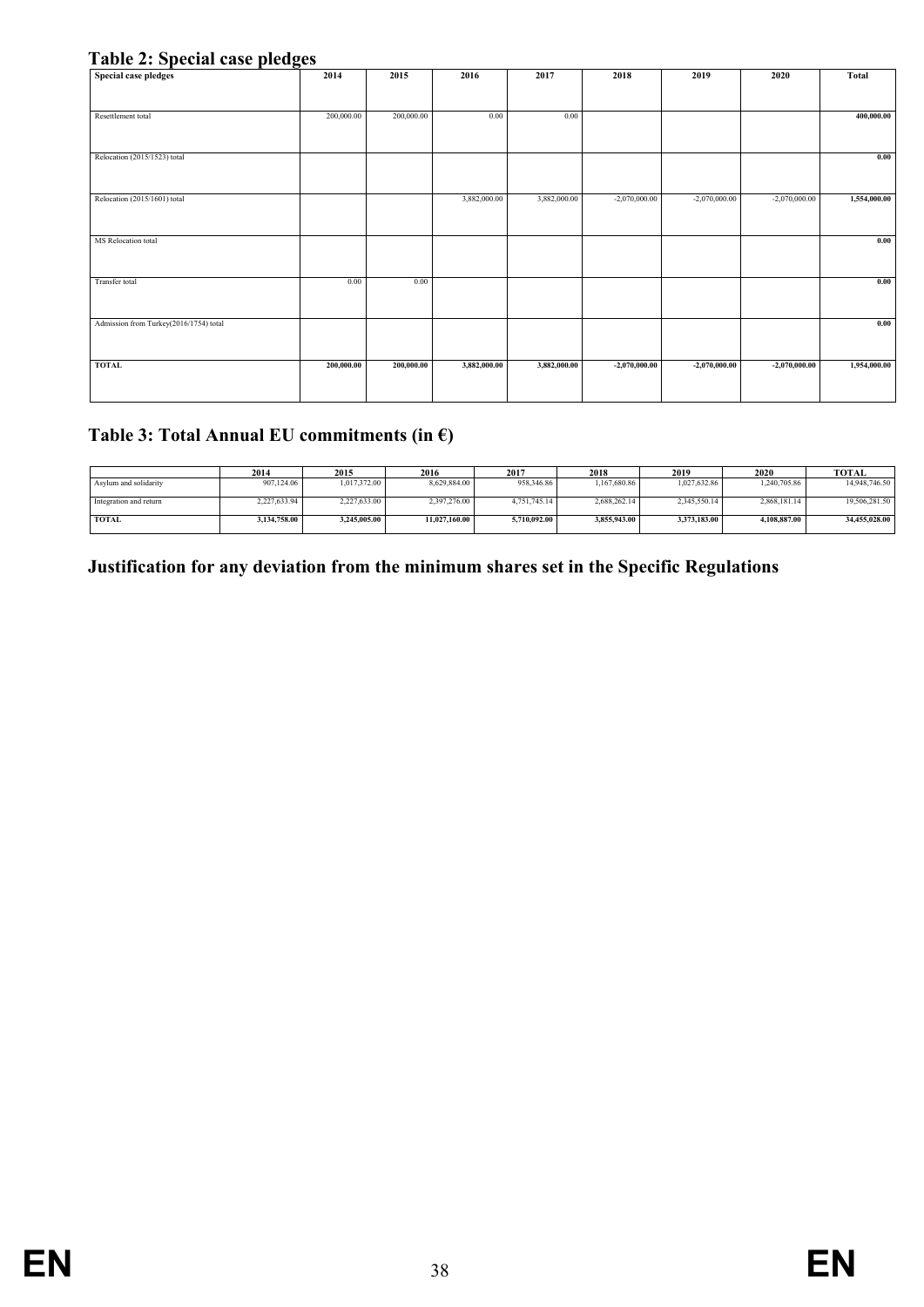## Table 2: Special case pledges

| Special case pledges | 2014 | 2015 | 2016 | 2017 | 2018 | 2019 | 2020 | Total |
|---|---|---|---|---|---|---|---|---|
| Resettlement total | 200,000.00 | 200,000.00 | 0.00 | 0.00 | | | | 400,000.00 |
| Relocation (2015/1523) total | | | | | | | | 0.00 |
| Relocation (2015/1601) total | | | 3,882,000.00 | 3,882,000.00 | -2,070,000.00 | -2,070,000.00 | -2,070,000.00 | 1,554,000.00 |
| MS Relocation total | | | | | | | | 0.00 |
| Transfer total | 0.00 | 0.00 | | | | | | 0.00 |
| Admission from Turkey(2016/1754) total | | | | | | | | 0.00 |
| **TOTAL** | **200,000.00** | **200,000.00** | **3,882,000.00** | **3,882,000.00** | **-2,070,000.00** | **-2,070,000.00** | **-2,070,000.00** | **1,954,000.00** |

## Table 3: Total Annual EU commitments (in €)

| | 2014 | 2015 | 2016 | 2017 | 2018 | 2019 | 2020 | TOTAL |
|---|---|---|---|---|---|---|---|---|
| Asylum and solidarity | 907,124.06 | 1,017,372.00 | 8,629,884.00 | 958,346.86 | 1,167,680.86 | 1,027,632.86 | 1,240,705.86 | 14,948,746.50 |
| Integration and return | 2,227,633.94 | 2,227,633.00 | 2,397,276.00 | 4,751,745.14 | 2,688,262.14 | 2,345,550.14 | 2,868,181.14 | 19,506,281.50 |
| **TOTAL** | **3,134,758.00** | **3,245,005.00** | **11,027,160.00** | **5,710,092.00** | **3,855,943.00** | **3,373,183.00** | **4,108,887.00** | **34,455,028.00** |

## Justification for any deviation from the minimum shares set in the Specific Regulations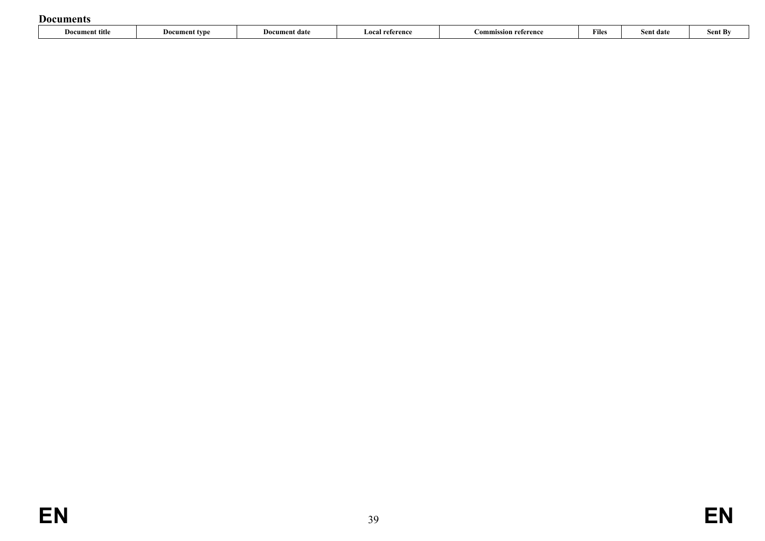**Documents**

| Document title | Document type | Document date | Local reference | Commission reference | Files | Sent date | Sent By |
| --- | --- | --- | --- | --- | --- | --- | --- |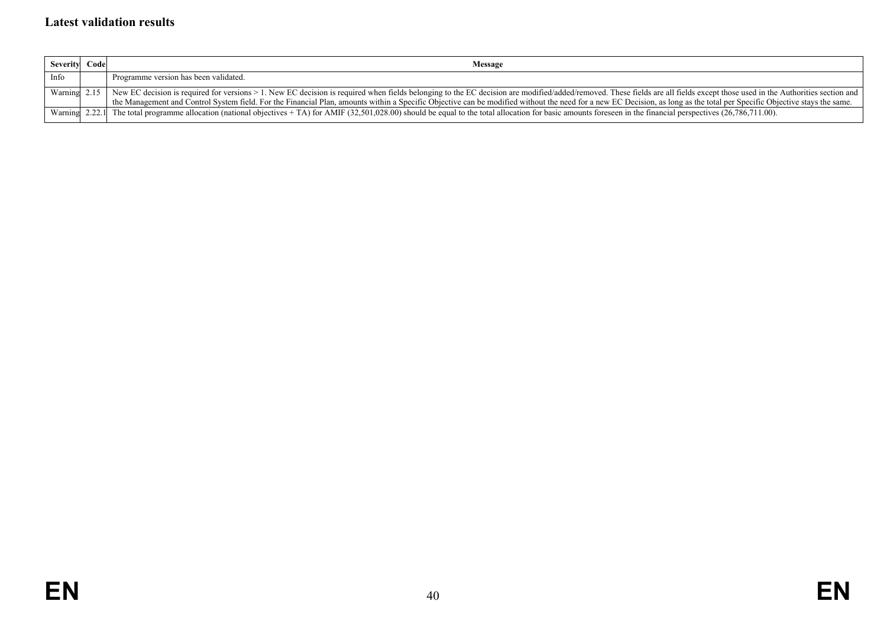**Latest validation results**

| Severity | Code | Message |
|---|---|---|
| Info | | Programme version has been validated. |
| Warning | 2.15 | New EC decision is required for versions > 1. New EC decision is required when fields belonging to the EC decision are modified/added/removed. These fields are all fields except those used in the Authorities section and the Management and Control System field. For the Financial Plan, amounts within a Specific Objective can be modified without the need for a new EC Decision, as long as the total per Specific Objective stays the same. |
| Warning | 2.22.1 | The total programme allocation (national objectives + TA) for AMIF (32,501,028.00) should be equal to the total allocation for basic amounts foreseen in the financial perspectives (26,786,711.00). |